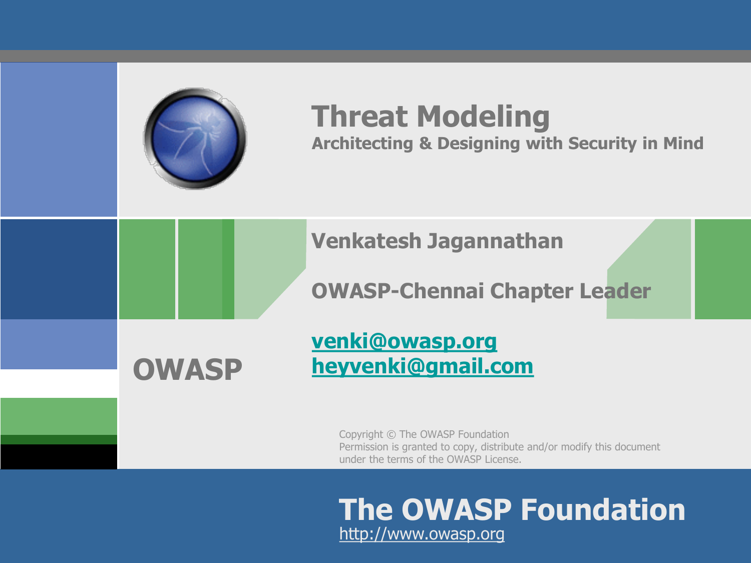# Threat Modeling

## Architecting & Designing with Security in Mind

**Venkatesh Jagannathan**

**OWASP-Chennai Chapter Leader**

venki@owasp.org
heyvenki@gmail.com

**OWASP**

Copyright © The OWASP Foundation
Permission is granted to copy, distribute and/or modify this document under the terms of the OWASP License.

**The OWASP Foundation**
http://www.owasp.org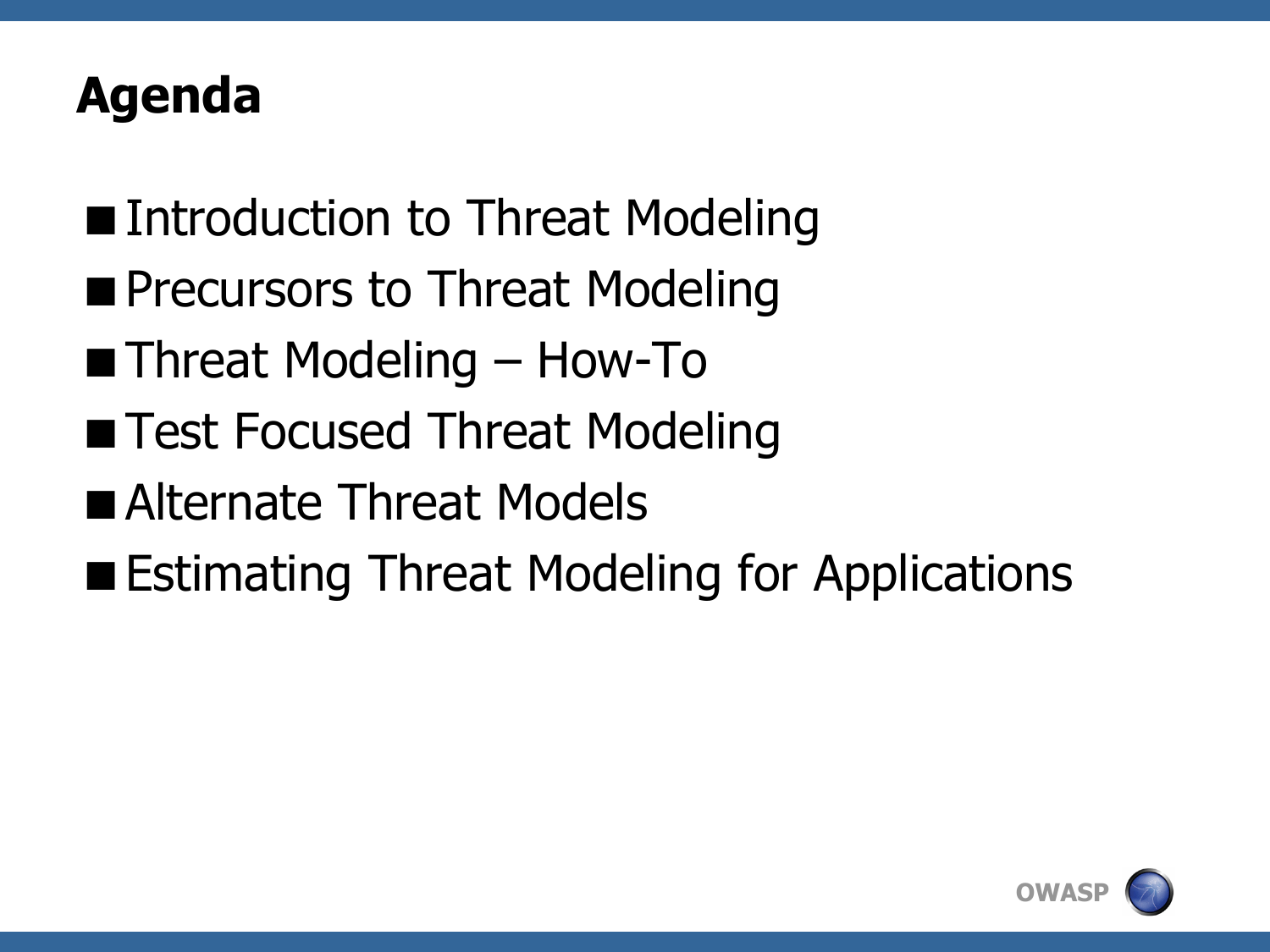# Agenda

- Introduction to Threat Modeling
- Precursors to Threat Modeling
- Threat Modeling – How-To
- Test Focused Threat Modeling
- Alternate Threat Models
- Estimating Threat Modeling for Applications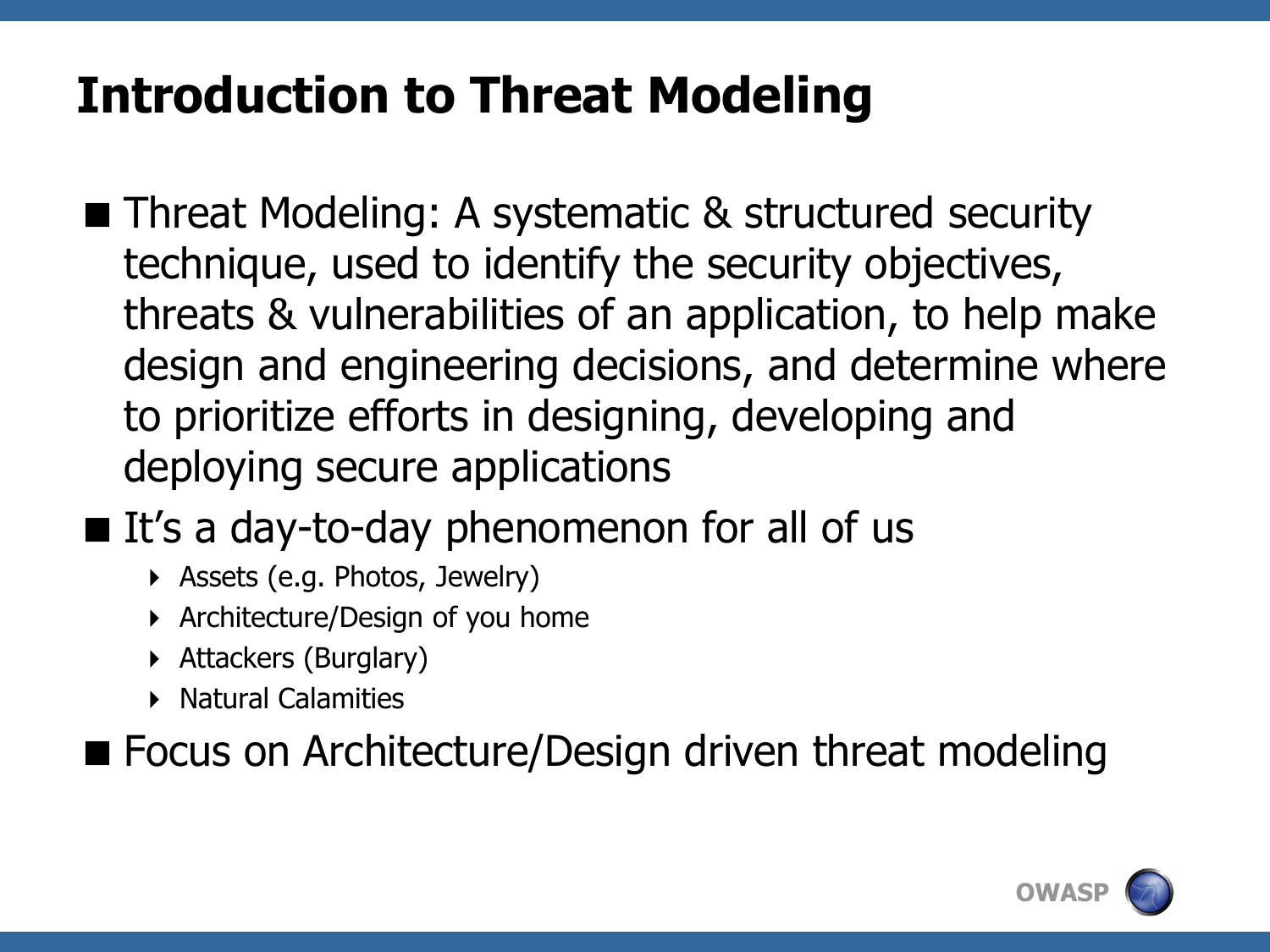# Introduction to Threat Modeling

- Threat Modeling: A systematic & structured security technique, used to identify the security objectives, threats & vulnerabilities of an application, to help make design and engineering decisions, and determine where to prioritize efforts in designing, developing and deploying secure applications
- It's a day-to-day phenomenon for all of us
  - Assets (e.g. Photos, Jewelry)
  - Architecture/Design of you home
  - Attackers (Burglary)
  - Natural Calamities
- Focus on Architecture/Design driven threat modeling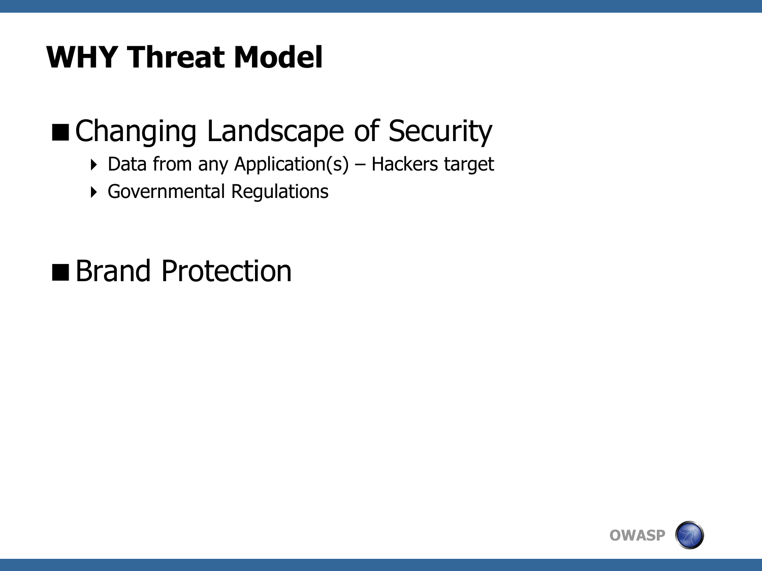# WHY Threat Model

- Changing Landscape of Security
  - Data from any Application(s) – Hackers target
  - Governmental Regulations

- Brand Protection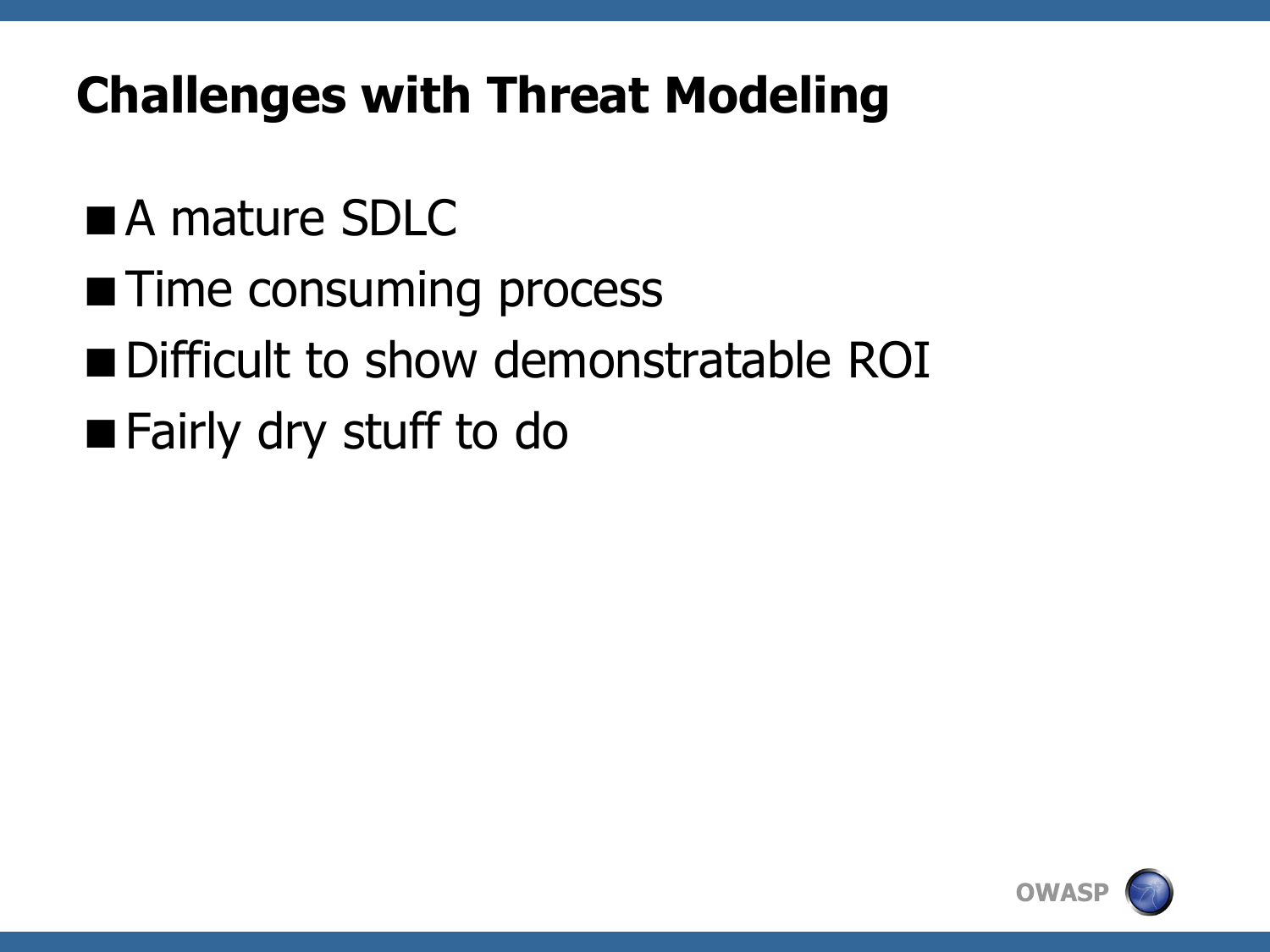# Challenges with Threat Modeling

- A mature SDLC
- Time consuming process
- Difficult to show demonstratable ROI
- Fairly dry stuff to do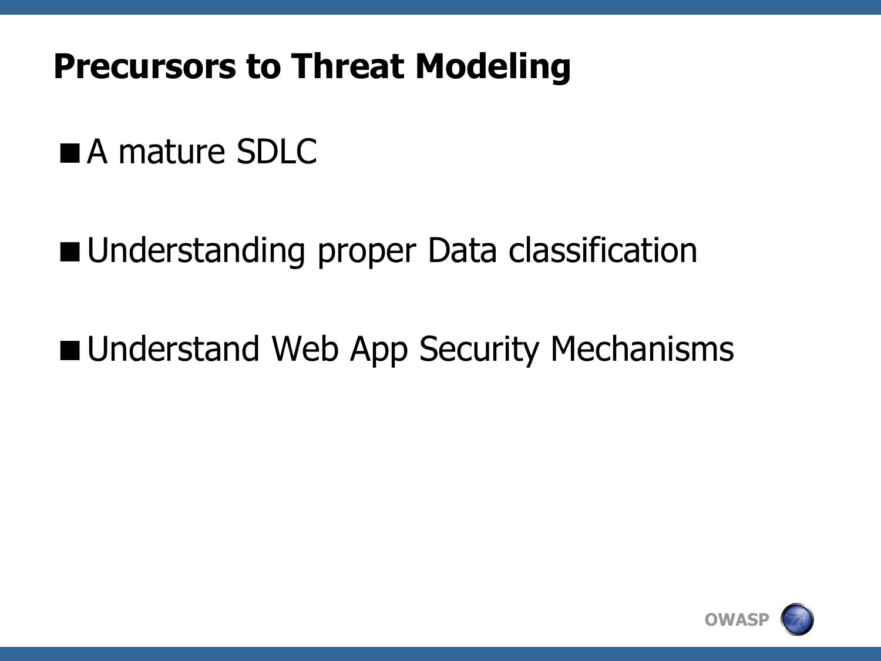# Precursors to Threat Modeling

- A mature SDLC
- Understanding proper Data classification
- Understand Web App Security Mechanisms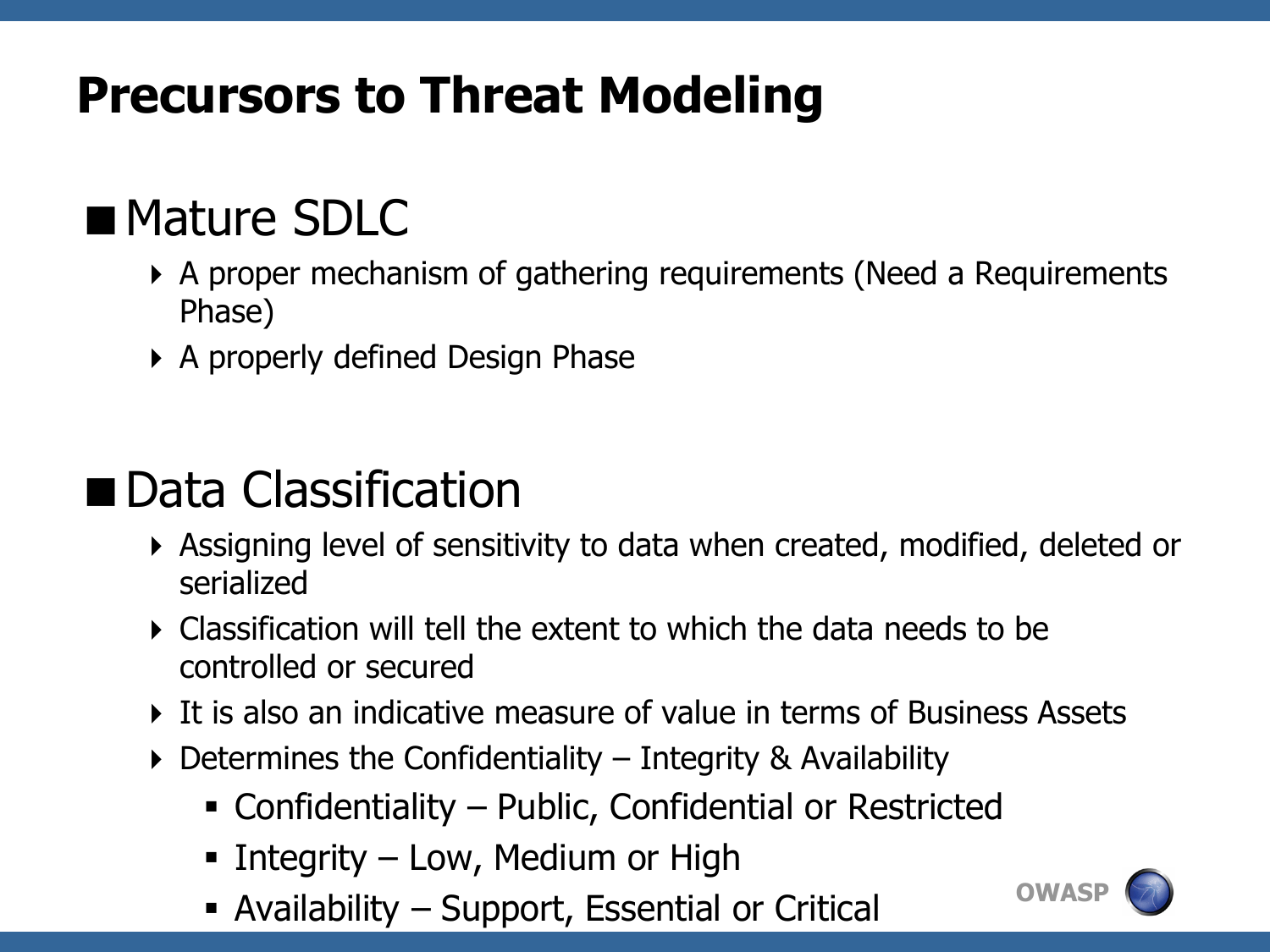# Precursors to Threat Modeling

- Mature SDLC
  - A proper mechanism of gathering requirements (Need a Requirements Phase)
  - A properly defined Design Phase

- Data Classification
  - Assigning level of sensitivity to data when created, modified, deleted or serialized
  - Classification will tell the extent to which the data needs to be controlled or secured
  - It is also an indicative measure of value in terms of Business Assets
  - Determines the Confidentiality – Integrity & Availability
    - Confidentiality – Public, Confidential or Restricted
    - Integrity – Low, Medium or High
    - Availability – Support, Essential or Critical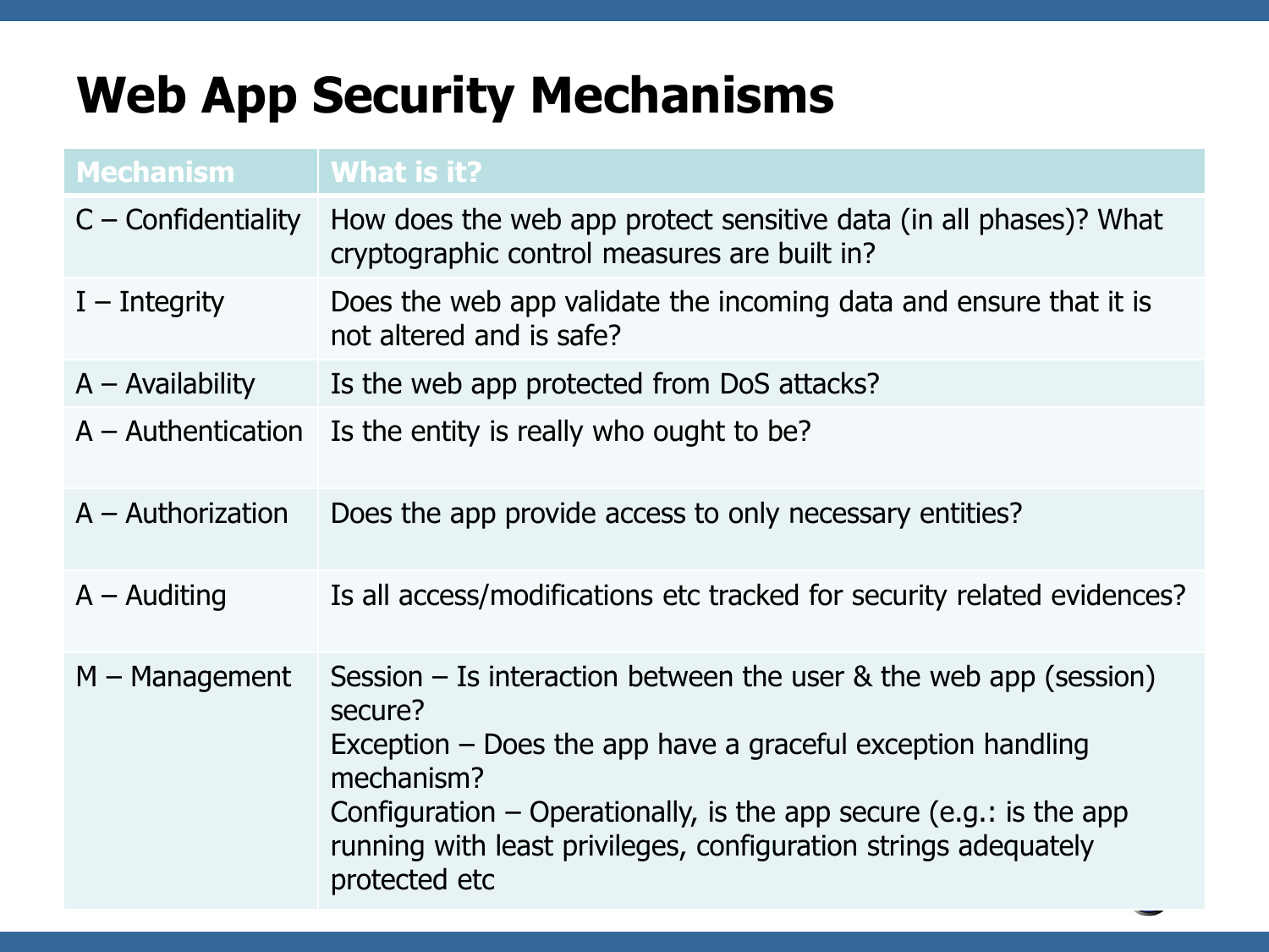# Web App Security Mechanisms

| Mechanism | What is it? |
| --- | --- |
| C – Confidentiality | How does the web app protect sensitive data (in all phases)? What cryptographic control measures are built in? |
| I – Integrity | Does the web app validate the incoming data and ensure that it is not altered and is safe? |
| A – Availability | Is the web app protected from DoS attacks? |
| A – Authentication | Is the entity is really who ought to be? |
| A – Authorization | Does the app provide access to only necessary entities? |
| A – Auditing | Is all access/modifications etc tracked for security related evidences? |
| M – Management | Session – Is interaction between the user & the web app (session) secure?<br>Exception – Does the app have a graceful exception handling mechanism?<br>Configuration – Operationally, is the app secure (e.g.: is the app running with least privileges, configuration strings adequately protected etc |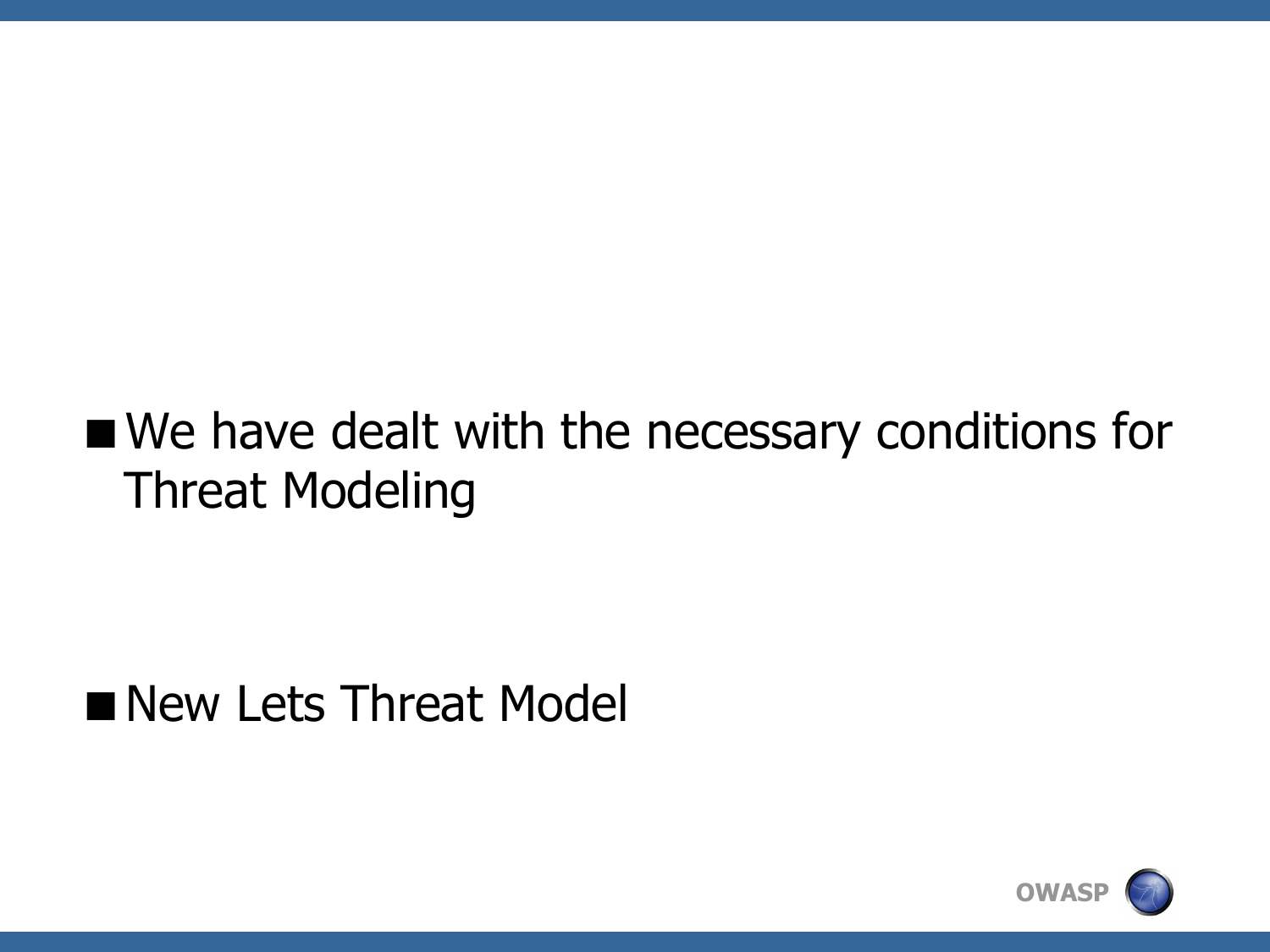- We have dealt with the necessary conditions for Threat Modeling

- New Lets Threat Model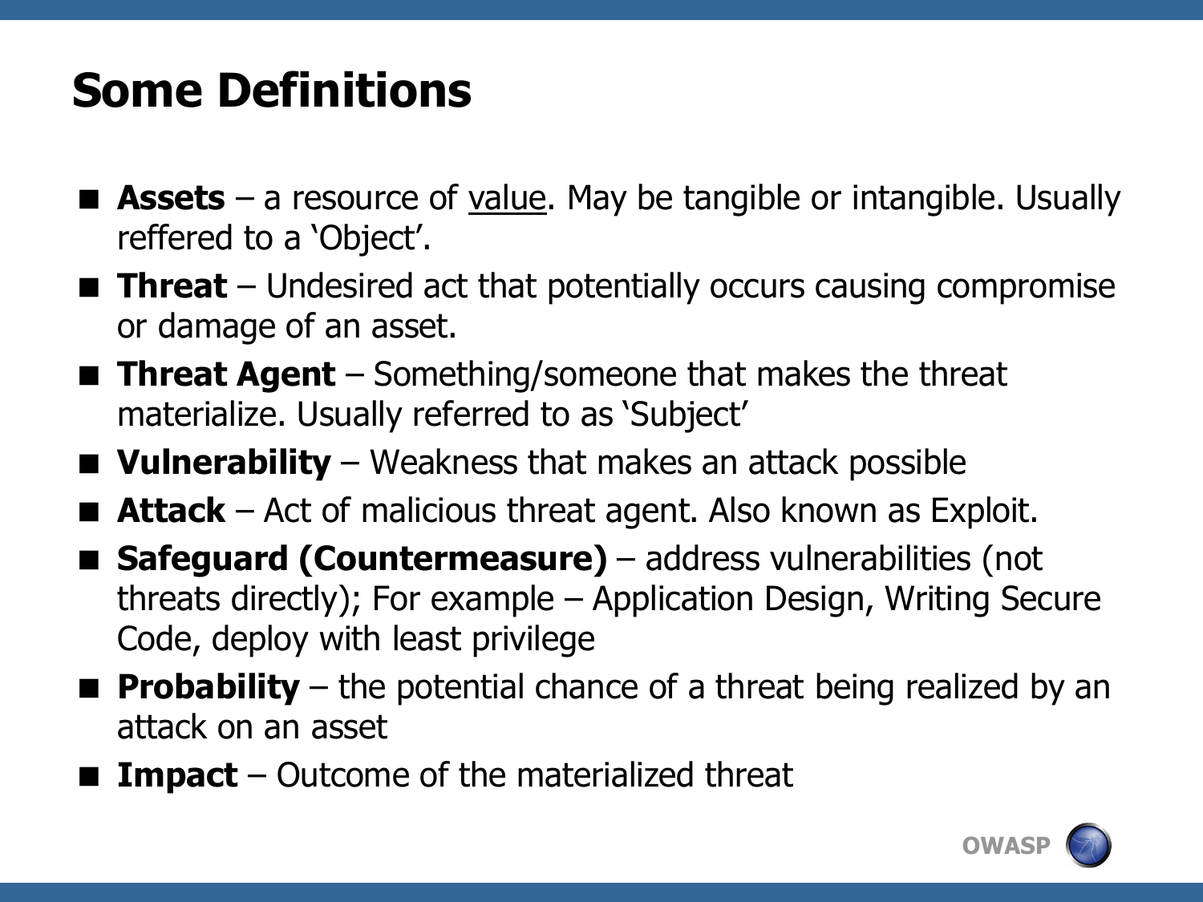# Some Definitions

- **Assets** – a resource of value. May be tangible or intangible. Usually reffered to a 'Object'.
- **Threat** – Undesired act that potentially occurs causing compromise or damage of an asset.
- **Threat Agent** – Something/someone that makes the threat materialize. Usually referred to as 'Subject'
- **Vulnerability** – Weakness that makes an attack possible
- **Attack** – Act of malicious threat agent. Also known as Exploit.
- **Safeguard (Countermeasure)** – address vulnerabilities (not threats directly); For example – Application Design, Writing Secure Code, deploy with least privilege
- **Probability** – the potential chance of a threat being realized by an attack on an asset
- **Impact** – Outcome of the materialized threat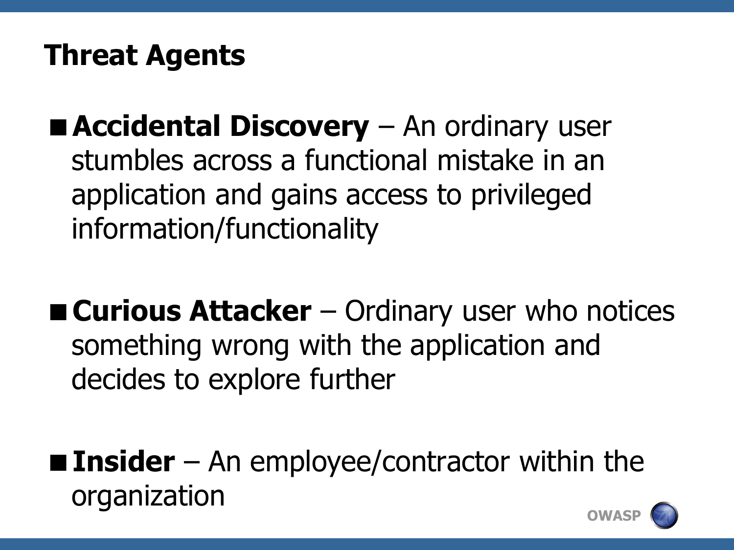# Threat Agents

- **Accidental Discovery** – An ordinary user stumbles across a functional mistake in an application and gains access to privileged information/functionality

- **Curious Attacker** – Ordinary user who notices something wrong with the application and decides to explore further

- **Insider** – An employee/contractor within the organization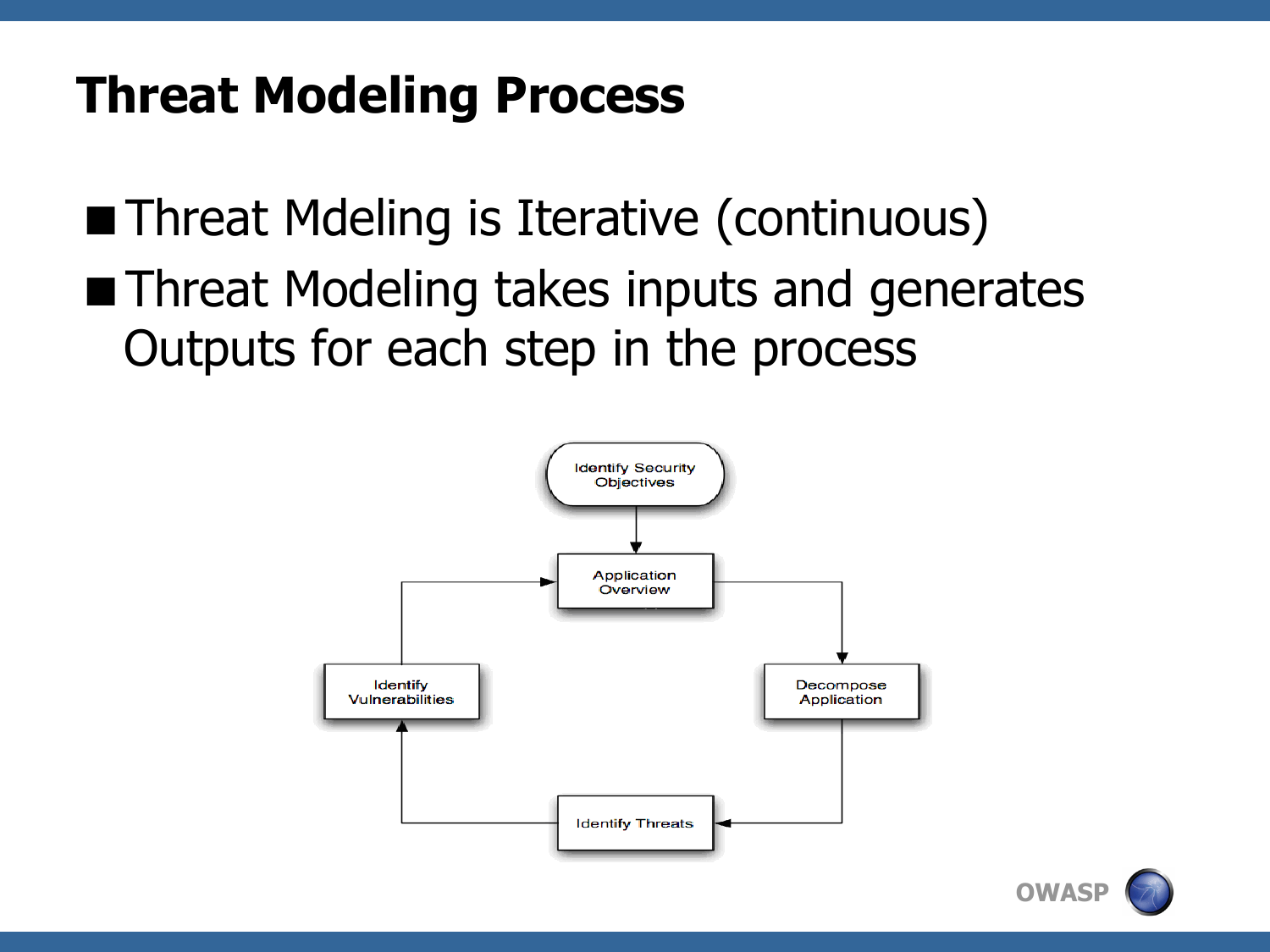# Threat Modeling Process

- Threat Mdeling is Iterative (continuous)
- Threat Modeling takes inputs and generates Outputs for each step in the process

Identify Security Objectives

Application Overview

Decompose Application

Identify Threats

Identify Vulnerabilities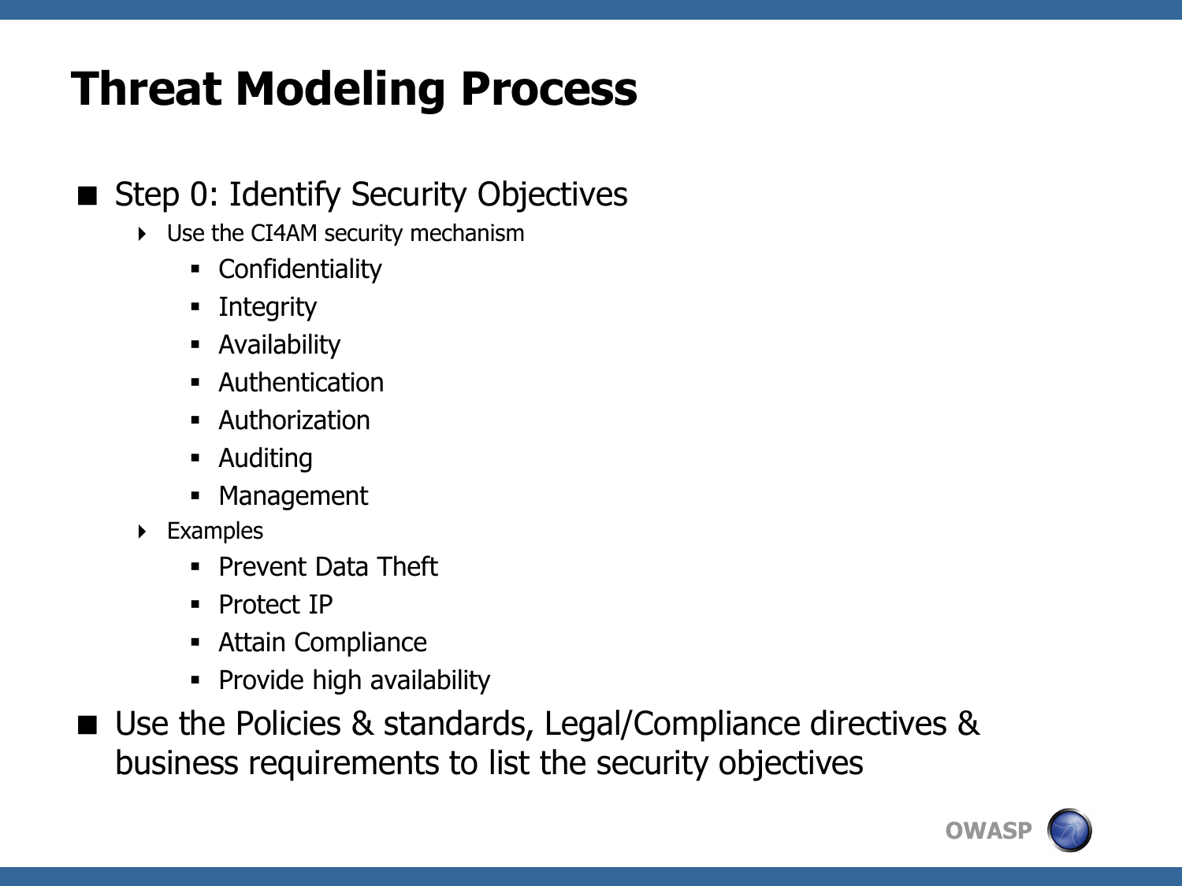# Threat Modeling Process

- Step 0: Identify Security Objectives
  - Use the CI4AM security mechanism
    - Confidentiality
    - Integrity
    - Availability
    - Authentication
    - Authorization
    - Auditing
    - Management
  - Examples
    - Prevent Data Theft
    - Protect IP
    - Attain Compliance
    - Provide high availability
- Use the Policies & standards, Legal/Compliance directives & business requirements to list the security objectives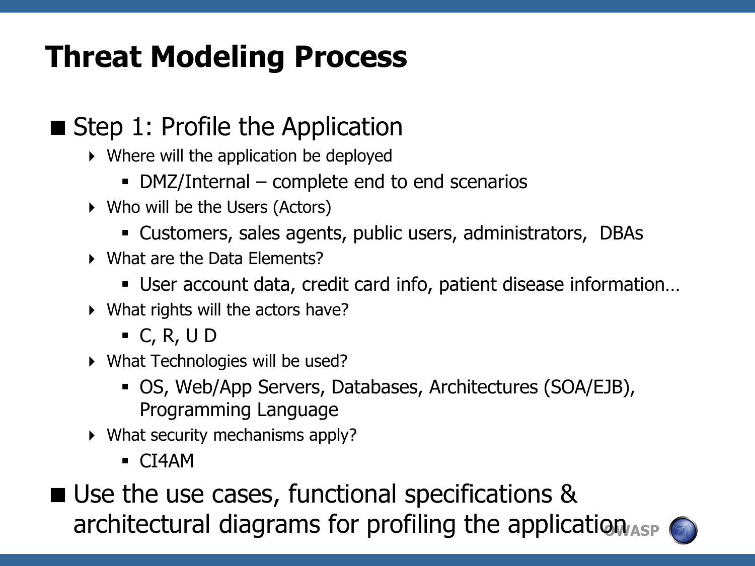# Threat Modeling Process

- Step 1: Profile the Application
  - Where will the application be deployed
    - DMZ/Internal – complete end to end scenarios
  - Who will be the Users (Actors)
    - Customers, sales agents, public users, administrators, DBAs
  - What are the Data Elements?
    - User account data, credit card info, patient disease information…
  - What rights will the actors have?
    - C, R, U D
  - What Technologies will be used?
    - OS, Web/App Servers, Databases, Architectures (SOA/EJB), Programming Language
  - What security mechanisms apply?
    - CI4AM
- Use the use cases, functional specifications & architectural diagrams for profiling the application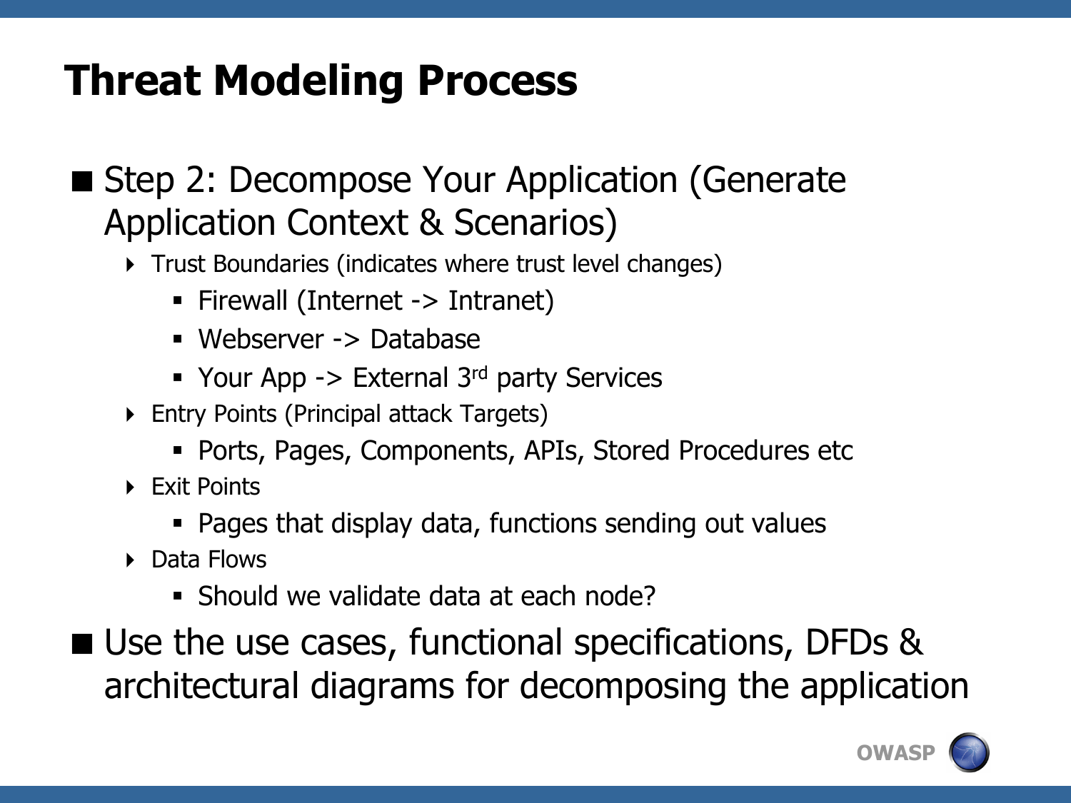# Threat Modeling Process

- Step 2: Decompose Your Application (Generate Application Context & Scenarios)
  - Trust Boundaries (indicates where trust level changes)
    - Firewall (Internet -> Intranet)
    - Webserver -> Database
    - Your App -> External 3rd party Services
  - Entry Points (Principal attack Targets)
    - Ports, Pages, Components, APIs, Stored Procedures etc
  - Exit Points
    - Pages that display data, functions sending out values
  - Data Flows
    - Should we validate data at each node?
- Use the use cases, functional specifications, DFDs & architectural diagrams for decomposing the application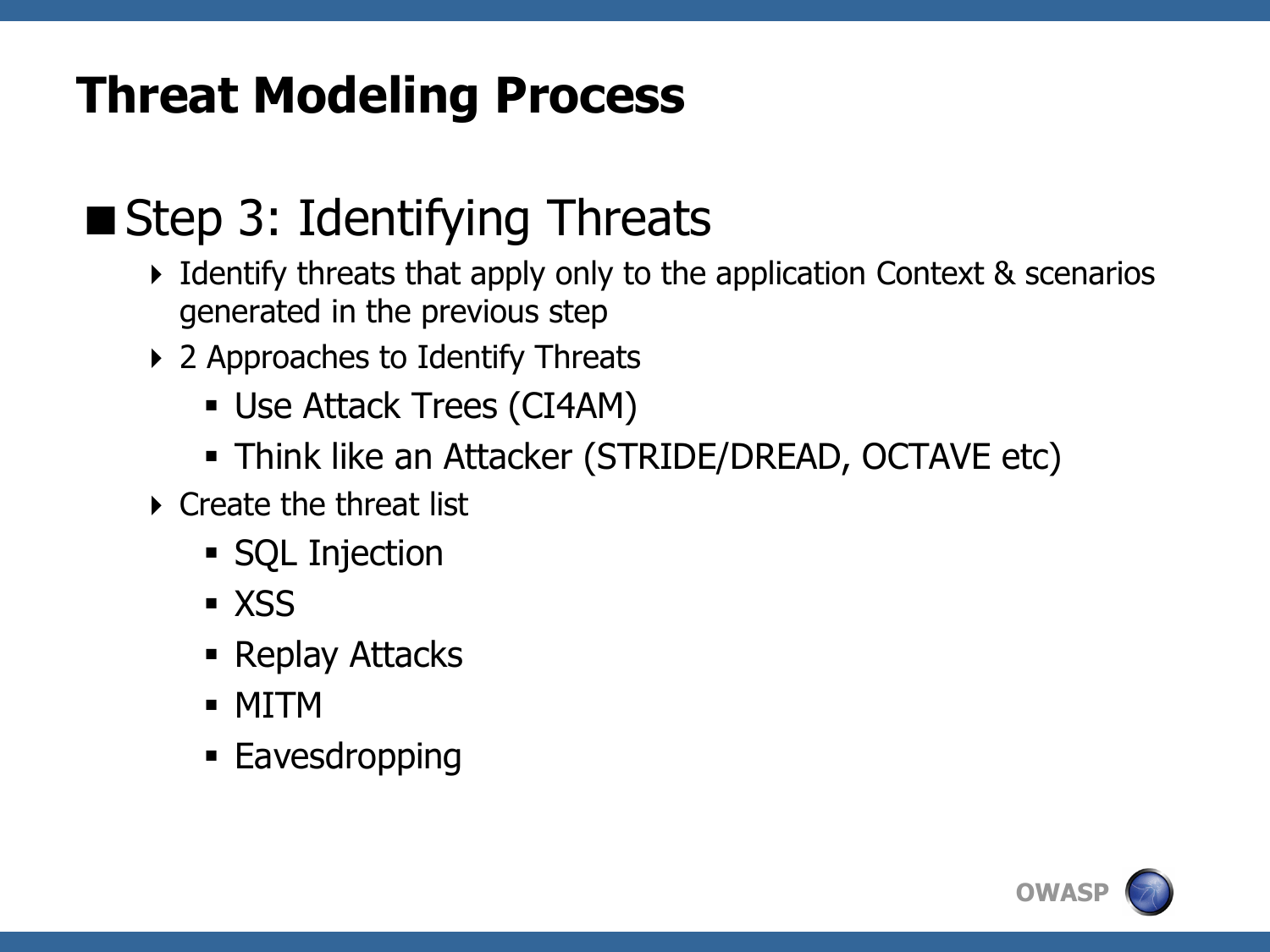# Threat Modeling Process

## Step 3: Identifying Threats

- Identify threats that apply only to the application Context & scenarios generated in the previous step
- 2 Approaches to Identify Threats
  - Use Attack Trees (CI4AM)
  - Think like an Attacker (STRIDE/DREAD, OCTAVE etc)
- Create the threat list
  - SQL Injection
  - XSS
  - Replay Attacks
  - MITM
  - Eavesdropping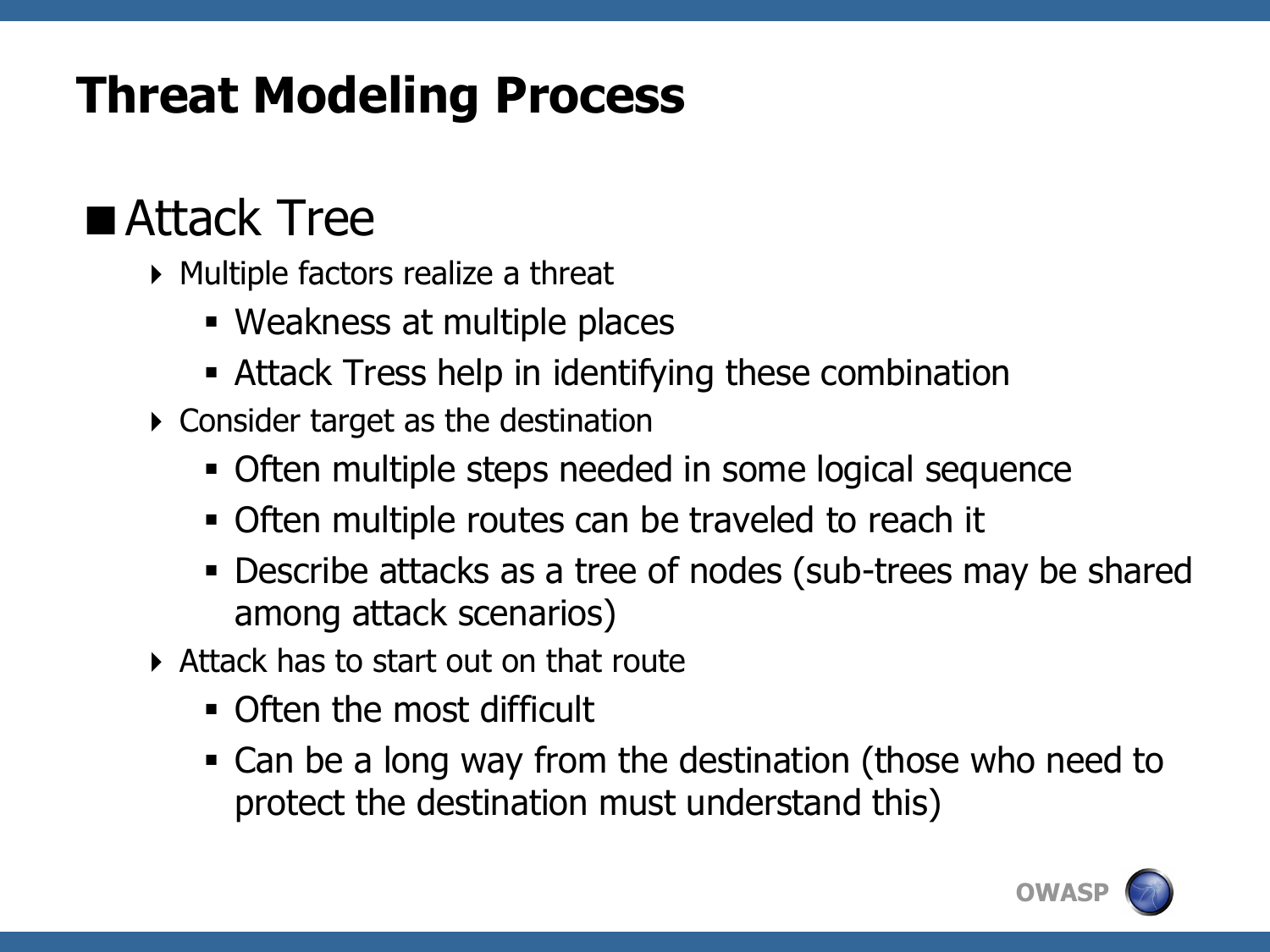# Threat Modeling Process

## Attack Tree

- Multiple factors realize a threat
  - Weakness at multiple places
  - Attack Tress help in identifying these combination
- Consider target as the destination
  - Often multiple steps needed in some logical sequence
  - Often multiple routes can be traveled to reach it
  - Describe attacks as a tree of nodes (sub-trees may be shared among attack scenarios)
- Attack has to start out on that route
  - Often the most difficult
  - Can be a long way from the destination (those who need to protect the destination must understand this)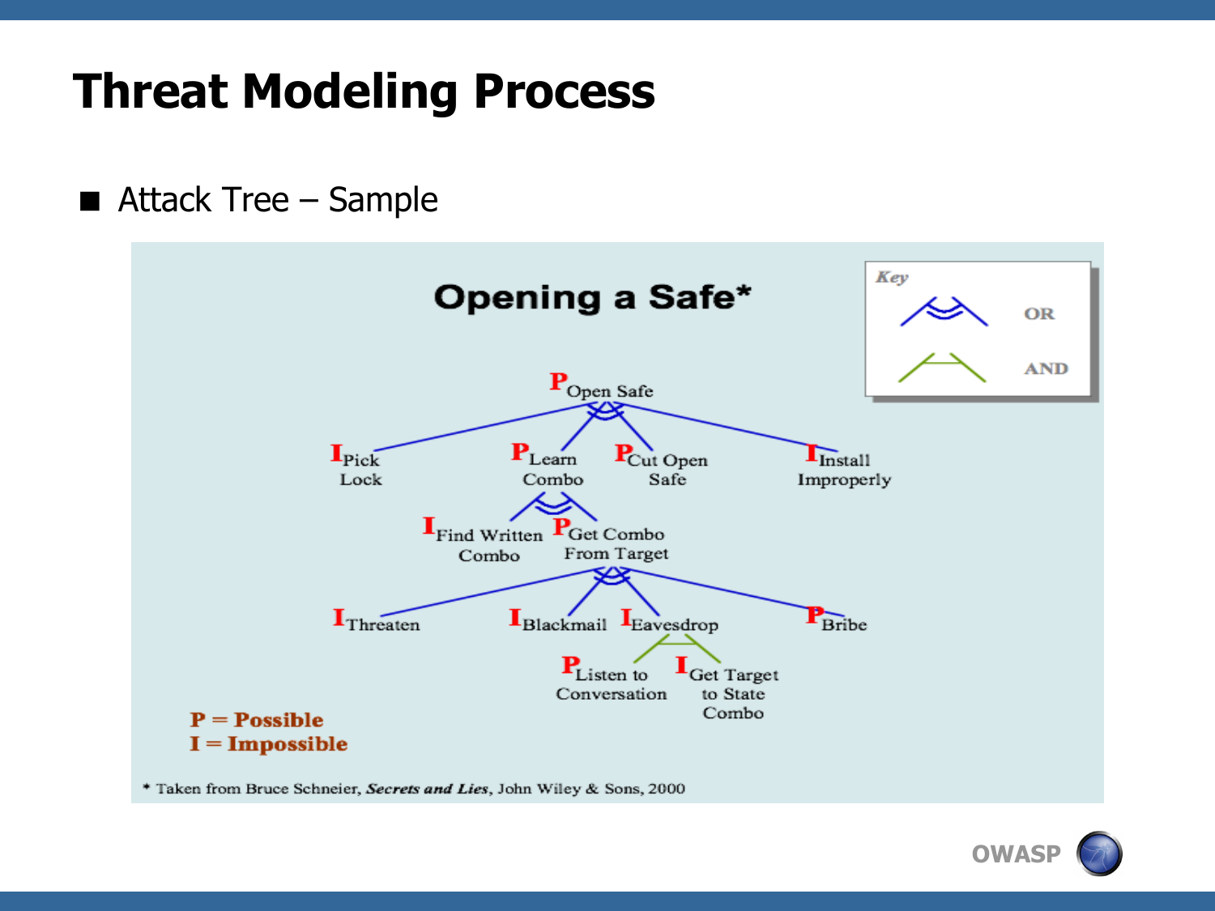# Threat Modeling Process

- Attack Tree – Sample

**Opening a Safe***

Key: OR / AND

P Open Safe
- I Pick Lock
- P Learn Combo
  - I Find Written Combo
  - P Get Combo From Target
    - I Threaten
    - I Blackmail
    - I Eavesdrop
      - P Listen to Conversation
      - I Get Target to State Combo
    - P Bribe
- P Cut Open Safe
- I Install Improperly

**P = Possible**
**I = Impossible**

* Taken from Bruce Schneier, ***Secrets and Lies***, John Wiley & Sons, 2000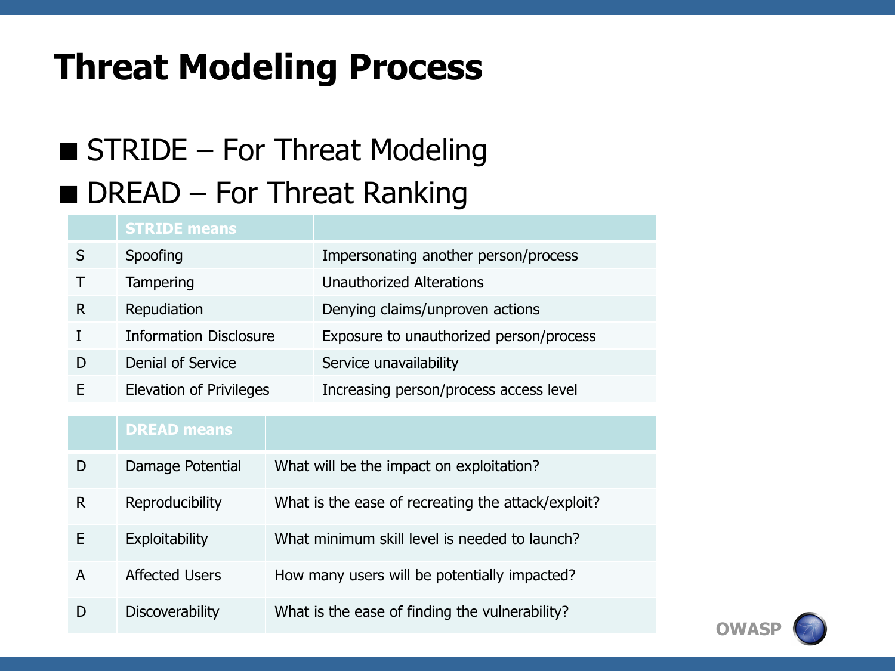# Threat Modeling Process

- STRIDE – For Threat Modeling
- DREAD – For Threat Ranking

| | STRIDE means | |
|---|---|---|
| S | Spoofing | Impersonating another person/process |
| T | Tampering | Unauthorized Alterations |
| R | Repudiation | Denying claims/unproven actions |
| I | Information Disclosure | Exposure to unauthorized person/process |
| D | Denial of Service | Service unavailability |
| E | Elevation of Privileges | Increasing person/process access level |

| | DREAD means | |
|---|---|---|
| D | Damage Potential | What will be the impact on exploitation? |
| R | Reproducibility | What is the ease of recreating the attack/exploit? |
| E | Exploitability | What minimum skill level is needed to launch? |
| A | Affected Users | How many users will be potentially impacted? |
| D | Discoverability | What is the ease of finding the vulnerability? |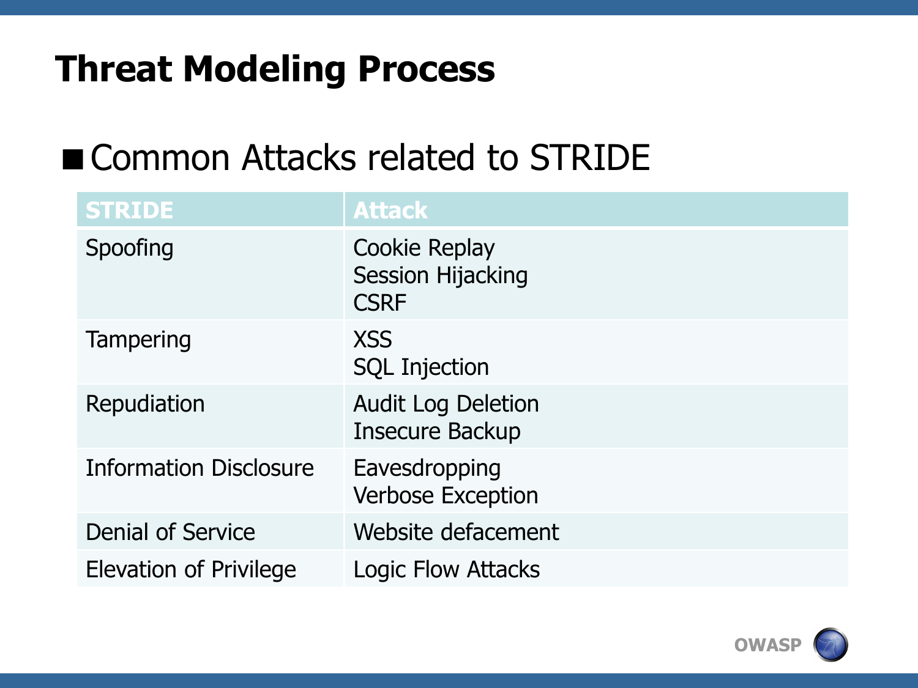# Threat Modeling Process

- Common Attacks related to STRIDE

| STRIDE | Attack |
|---|---|
| Spoofing | Cookie Replay<br>Session Hijacking<br>CSRF |
| Tampering | XSS<br>SQL Injection |
| Repudiation | Audit Log Deletion<br>Insecure Backup |
| Information Disclosure | Eavesdropping<br>Verbose Exception |
| Denial of Service | Website defacement |
| Elevation of Privilege | Logic Flow Attacks |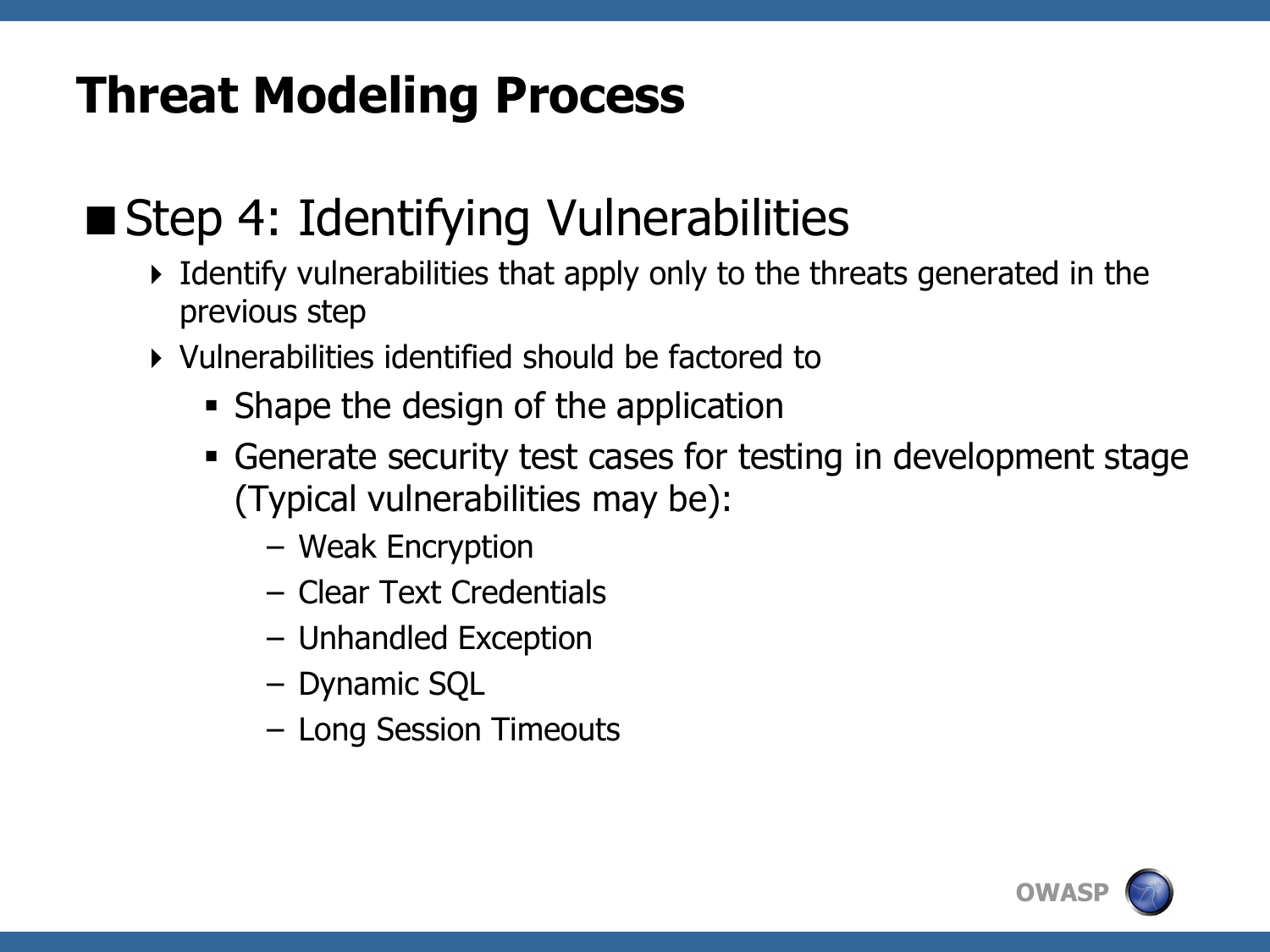# Threat Modeling Process

## Step 4: Identifying Vulnerabilities

- Identify vulnerabilities that apply only to the threats generated in the previous step
- Vulnerabilities identified should be factored to
  - Shape the design of the application
  - Generate security test cases for testing in development stage (Typical vulnerabilities may be):
    - Weak Encryption
    - Clear Text Credentials
    - Unhandled Exception
    - Dynamic SQL
    - Long Session Timeouts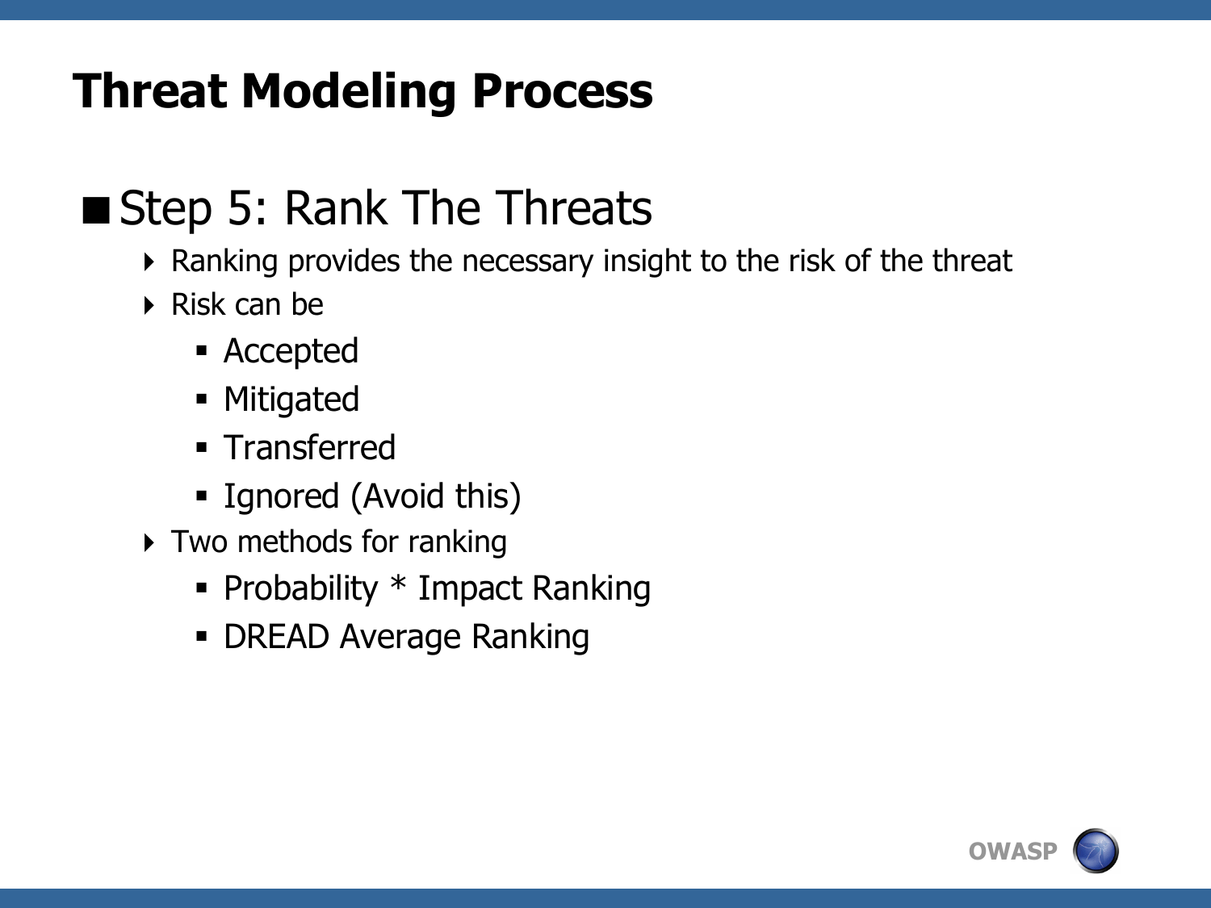# Threat Modeling Process

## Step 5: Rank The Threats

- Ranking provides the necessary insight to the risk of the threat
- Risk can be
  - Accepted
  - Mitigated
  - Transferred
  - Ignored (Avoid this)
- Two methods for ranking
  - Probability * Impact Ranking
  - DREAD Average Ranking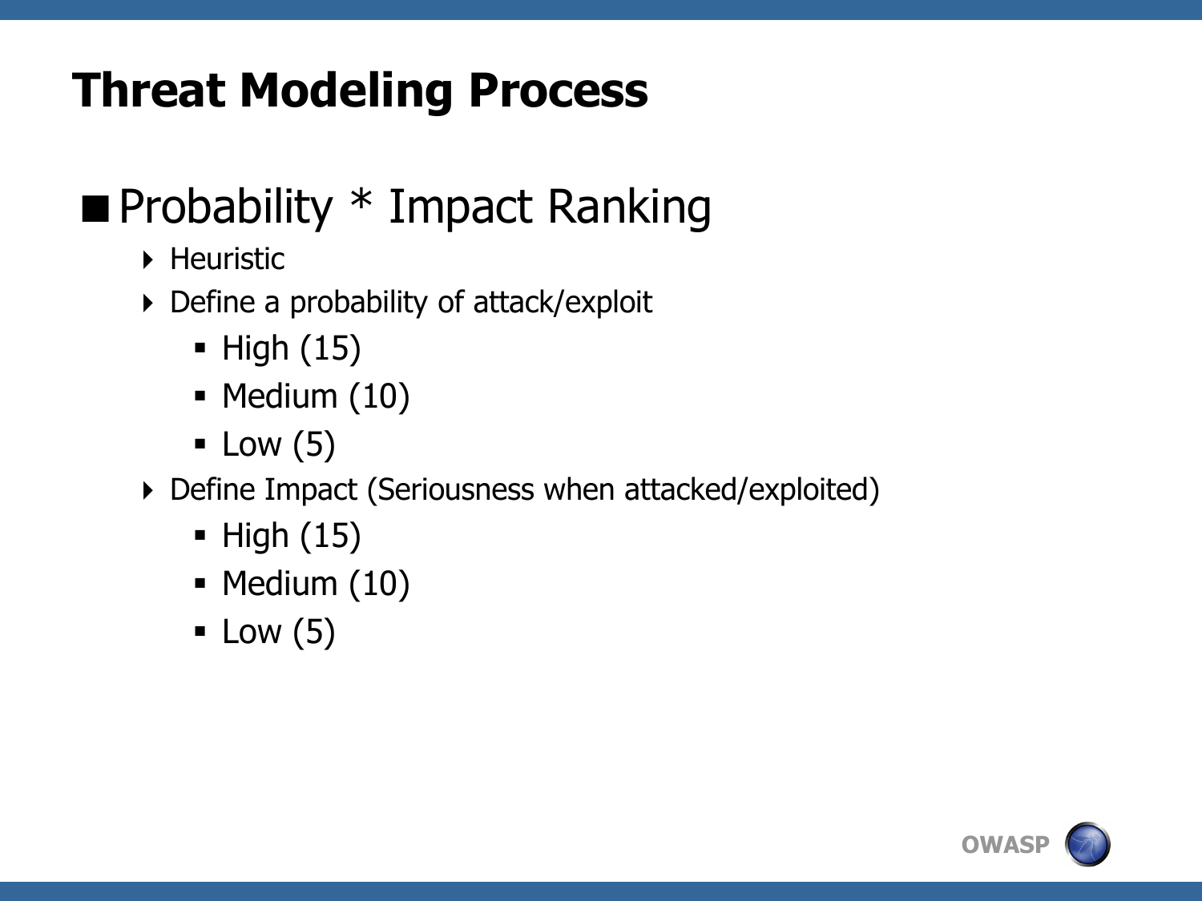# Threat Modeling Process

- Probability * Impact Ranking
  - Heuristic
  - Define a probability of attack/exploit
    - High (15)
    - Medium (10)
    - Low (5)
  - Define Impact (Seriousness when attacked/exploited)
    - High (15)
    - Medium (10)
    - Low (5)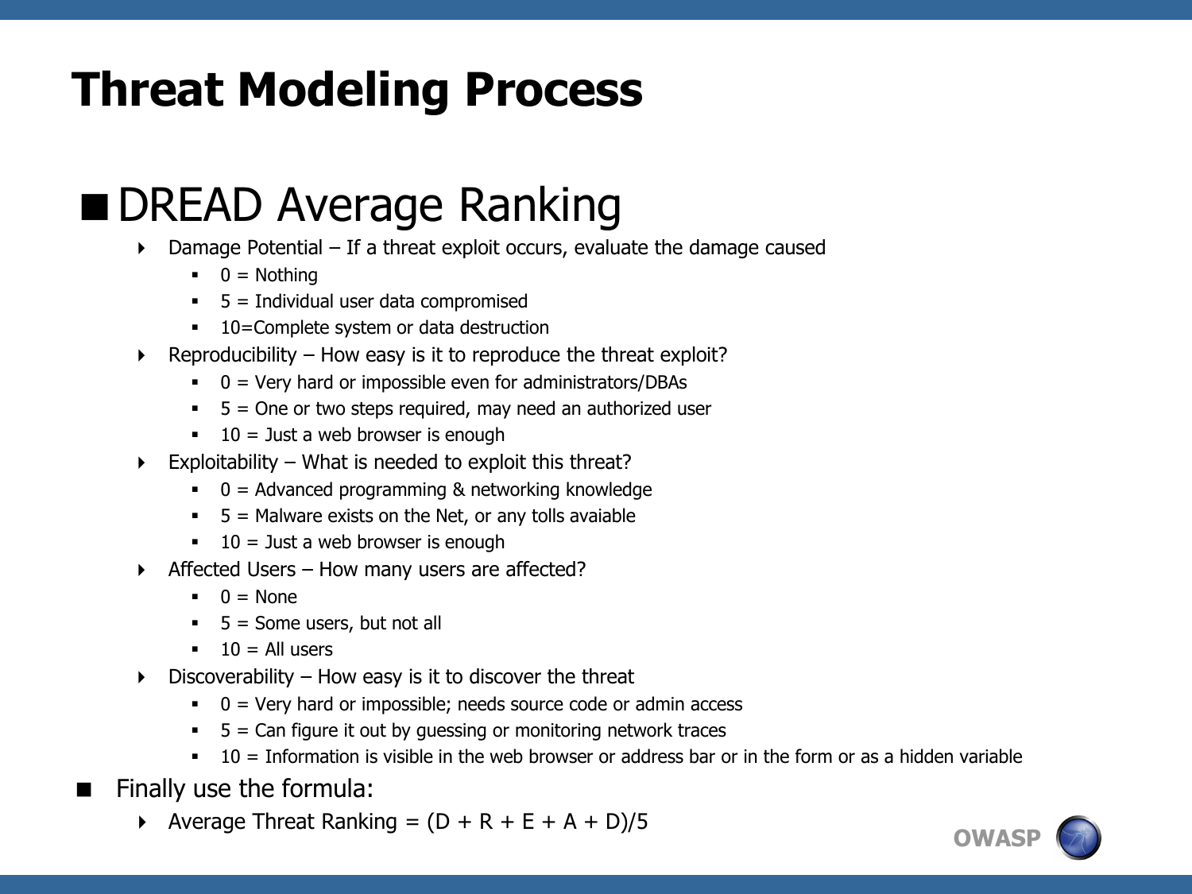# Threat Modeling Process

## DREAD Average Ranking

- Damage Potential – If a threat exploit occurs, evaluate the damage caused
  - 0 = Nothing
  - 5 = Individual user data compromised
  - 10=Complete system or data destruction
- Reproducibility – How easy is it to reproduce the threat exploit?
  - 0 = Very hard or impossible even for administrators/DBAs
  - 5 = One or two steps required, may need an authorized user
  - 10 = Just a web browser is enough
- Exploitability – What is needed to exploit this threat?
  - 0 = Advanced programming & networking knowledge
  - 5 = Malware exists on the Net, or any tolls avaiable
  - 10 = Just a web browser is enough
- Affected Users – How many users are affected?
  - 0 = None
  - 5 = Some users, but not all
  - 10 = All users
- Discoverability – How easy is it to discover the threat
  - 0 = Very hard or impossible; needs source code or admin access
  - 5 = Can figure it out by guessing or monitoring network traces
  - 10 = Information is visible in the web browser or address bar or in the form or as a hidden variable

- Finally use the formula:
  - Average Threat Ranking = (D + R + E + A + D)/5

OWASP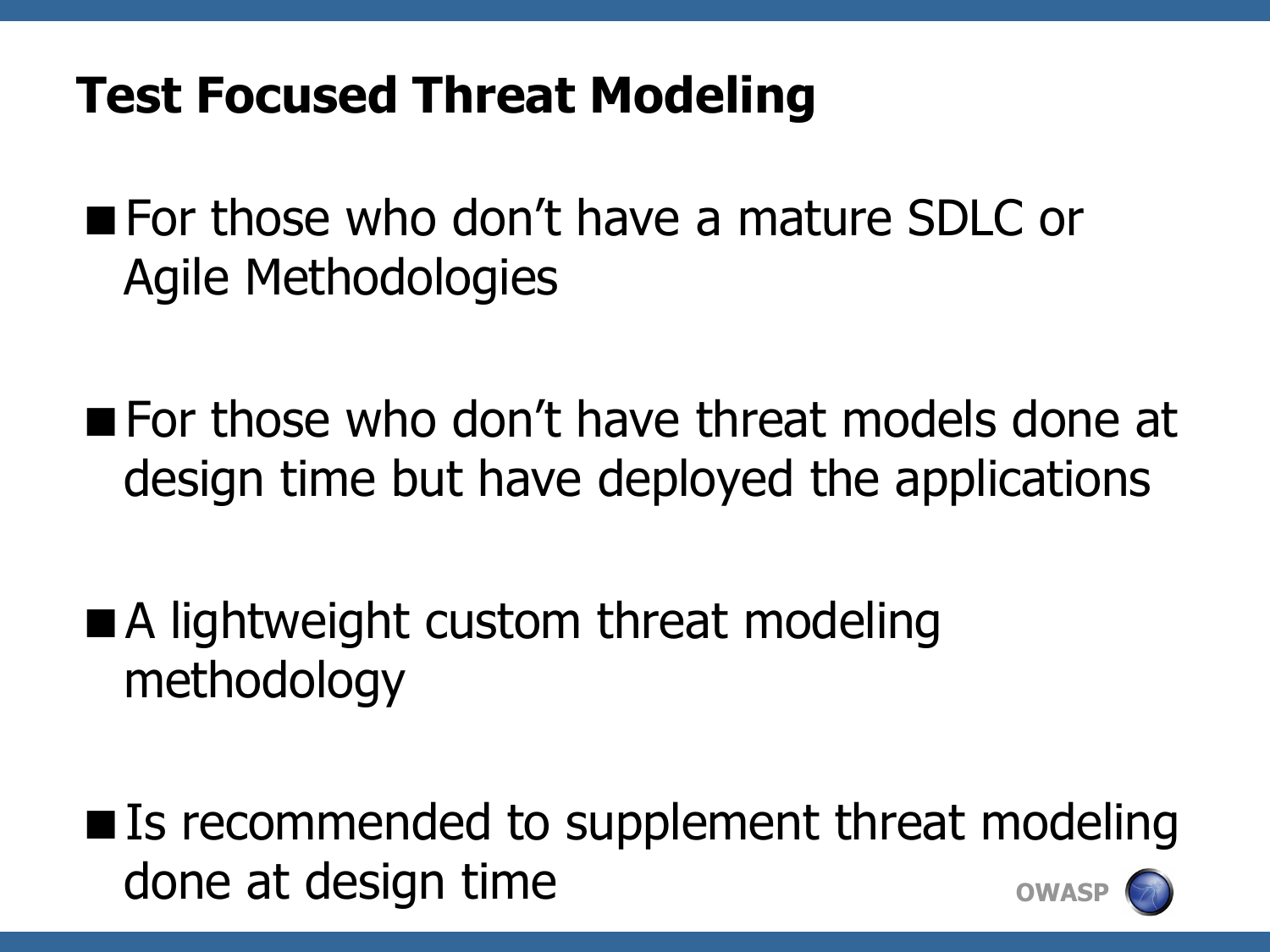# Test Focused Threat Modeling

- For those who don't have a mature SDLC or Agile Methodologies
- For those who don't have threat models done at design time but have deployed the applications
- A lightweight custom threat modeling methodology
- Is recommended to supplement threat modeling done at design time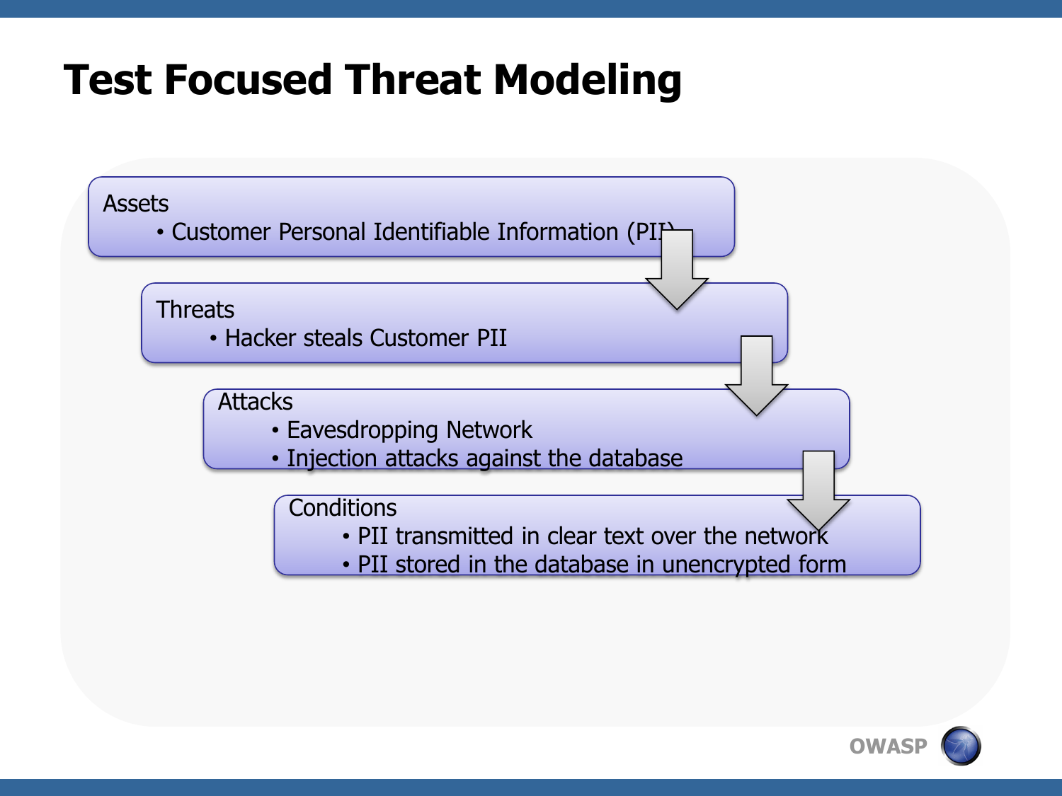# Test Focused Threat Modeling

- Assets
  - Customer Personal Identifiable Information (PII)
- Threats
  - Hacker steals Customer PII
- Attacks
  - Eavesdropping Network
  - Injection attacks against the database
- Conditions
  - PII transmitted in clear text over the network
  - PII stored in the database in unencrypted form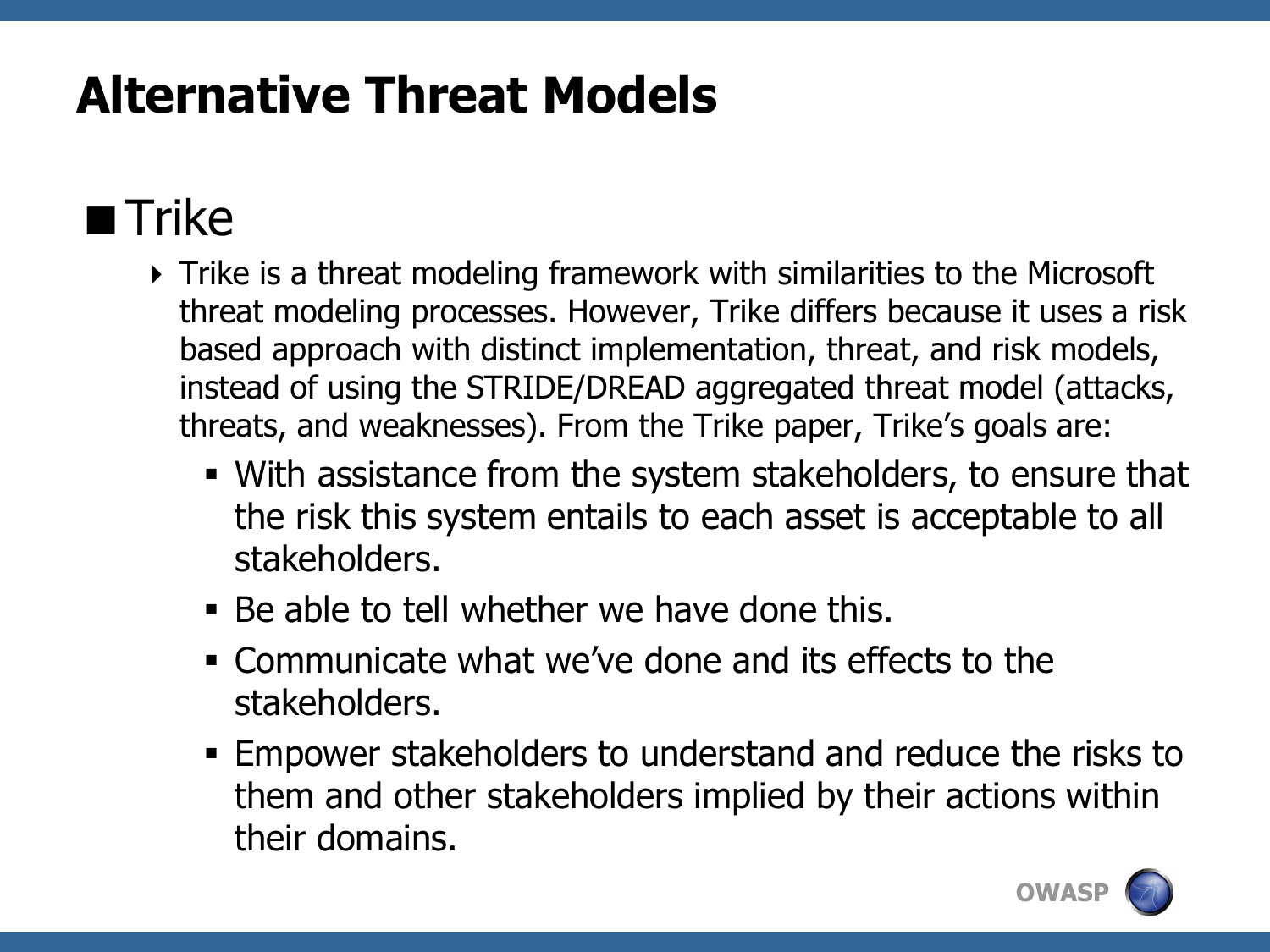# Alternative Threat Models

- Trike
  - Trike is a threat modeling framework with similarities to the Microsoft threat modeling processes. However, Trike differs because it uses a risk based approach with distinct implementation, threat, and risk models, instead of using the STRIDE/DREAD aggregated threat model (attacks, threats, and weaknesses). From the Trike paper, Trike's goals are:
    - With assistance from the system stakeholders, to ensure that the risk this system entails to each asset is acceptable to all stakeholders.
    - Be able to tell whether we have done this.
    - Communicate what we've done and its effects to the stakeholders.
    - Empower stakeholders to understand and reduce the risks to them and other stakeholders implied by their actions within their domains.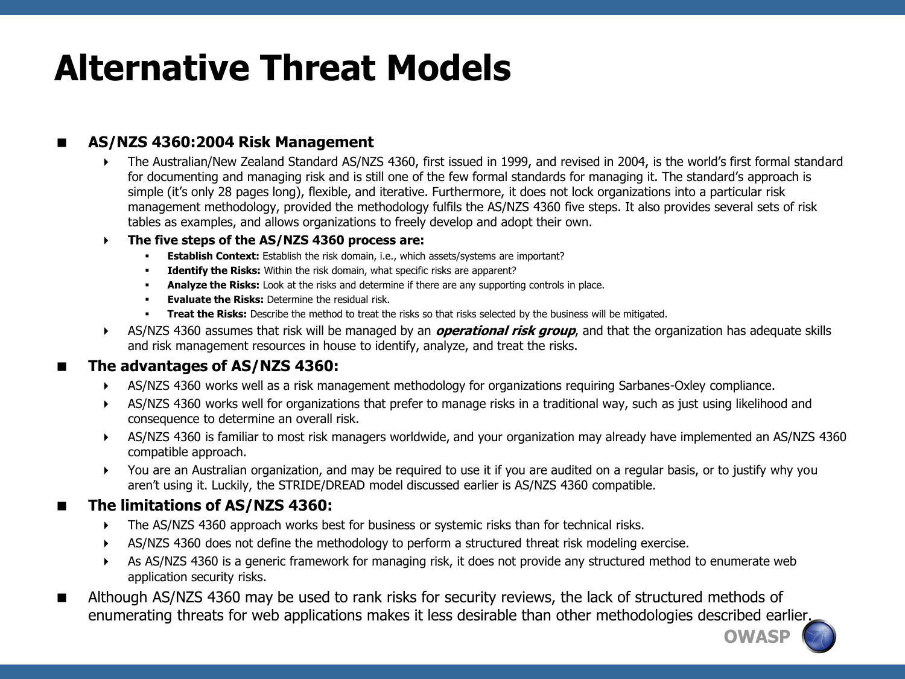# Alternative Threat Models

- **AS/NZS 4360:2004 Risk Management**
  - The Australian/New Zealand Standard AS/NZS 4360, first issued in 1999, and revised in 2004, is the world's first formal standard for documenting and managing risk and is still one of the few formal standards for managing it. The standard's approach is simple (it's only 28 pages long), flexible, and iterative. Furthermore, it does not lock organizations into a particular risk management methodology, provided the methodology fulfils the AS/NZS 4360 five steps. It also provides several sets of risk tables as examples, and allows organizations to freely develop and adopt their own.
  - **The five steps of the AS/NZS 4360 process are:**
    - **Establish Context:** Establish the risk domain, i.e., which assets/systems are important?
    - **Identify the Risks:** Within the risk domain, what specific risks are apparent?
    - **Analyze the Risks:** Look at the risks and determine if there are any supporting controls in place.
    - **Evaluate the Risks:** Determine the residual risk.
    - **Treat the Risks:** Describe the method to treat the risks so that risks selected by the business will be mitigated.
  - AS/NZS 4360 assumes that risk will be managed by an ***operational risk group***, and that the organization has adequate skills and risk management resources in house to identify, analyze, and treat the risks.
- **The advantages of AS/NZS 4360:**
  - AS/NZS 4360 works well as a risk management methodology for organizations requiring Sarbanes-Oxley compliance.
  - AS/NZS 4360 works well for organizations that prefer to manage risks in a traditional way, such as just using likelihood and consequence to determine an overall risk.
  - AS/NZS 4360 is familiar to most risk managers worldwide, and your organization may already have implemented an AS/NZS 4360 compatible approach.
  - You are an Australian organization, and may be required to use it if you are audited on a regular basis, or to justify why you aren't using it. Luckily, the STRIDE/DREAD model discussed earlier is AS/NZS 4360 compatible.
- **The limitations of AS/NZS 4360:**
  - The AS/NZS 4360 approach works best for business or systemic risks than for technical risks.
  - AS/NZS 4360 does not define the methodology to perform a structured threat risk modeling exercise.
  - As AS/NZS 4360 is a generic framework for managing risk, it does not provide any structured method to enumerate web application security risks.
- Although AS/NZS 4360 may be used to rank risks for security reviews, the lack of structured methods of enumerating threats for web applications makes it less desirable than other methodologies described earlier.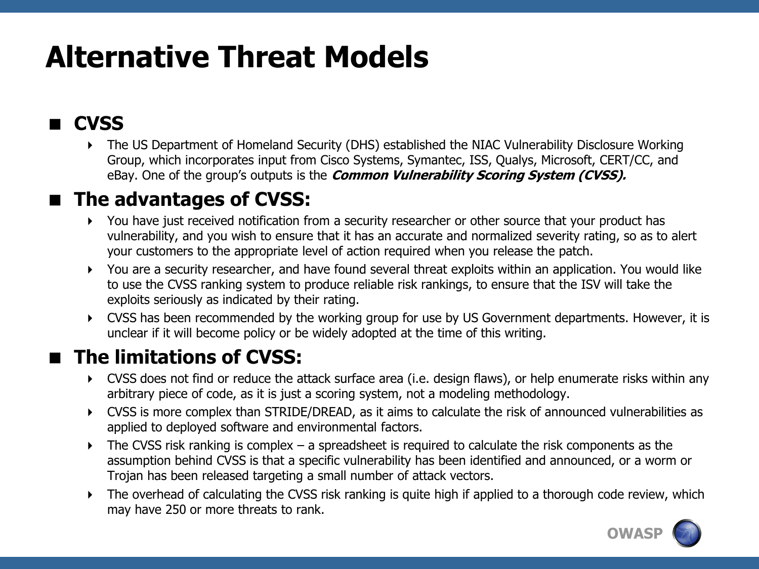# Alternative Threat Models

## CVSS

- The US Department of Homeland Security (DHS) established the NIAC Vulnerability Disclosure Working Group, which incorporates input from Cisco Systems, Symantec, ISS, Qualys, Microsoft, CERT/CC, and eBay. One of the group's outputs is the ***Common Vulnerability Scoring System (CVSS).***

## The advantages of CVSS:

- You have just received notification from a security researcher or other source that your product has vulnerability, and you wish to ensure that it has an accurate and normalized severity rating, so as to alert your customers to the appropriate level of action required when you release the patch.
- You are a security researcher, and have found several threat exploits within an application. You would like to use the CVSS ranking system to produce reliable risk rankings, to ensure that the ISV will take the exploits seriously as indicated by their rating.
- CVSS has been recommended by the working group for use by US Government departments. However, it is unclear if it will become policy or be widely adopted at the time of this writing.

## The limitations of CVSS:

- CVSS does not find or reduce the attack surface area (i.e. design flaws), or help enumerate risks within any arbitrary piece of code, as it is just a scoring system, not a modeling methodology.
- CVSS is more complex than STRIDE/DREAD, as it aims to calculate the risk of announced vulnerabilities as applied to deployed software and environmental factors.
- The CVSS risk ranking is complex – a spreadsheet is required to calculate the risk components as the assumption behind CVSS is that a specific vulnerability has been identified and announced, or a worm or Trojan has been released targeting a small number of attack vectors.
- The overhead of calculating the CVSS risk ranking is quite high if applied to a thorough code review, which may have 250 or more threats to rank.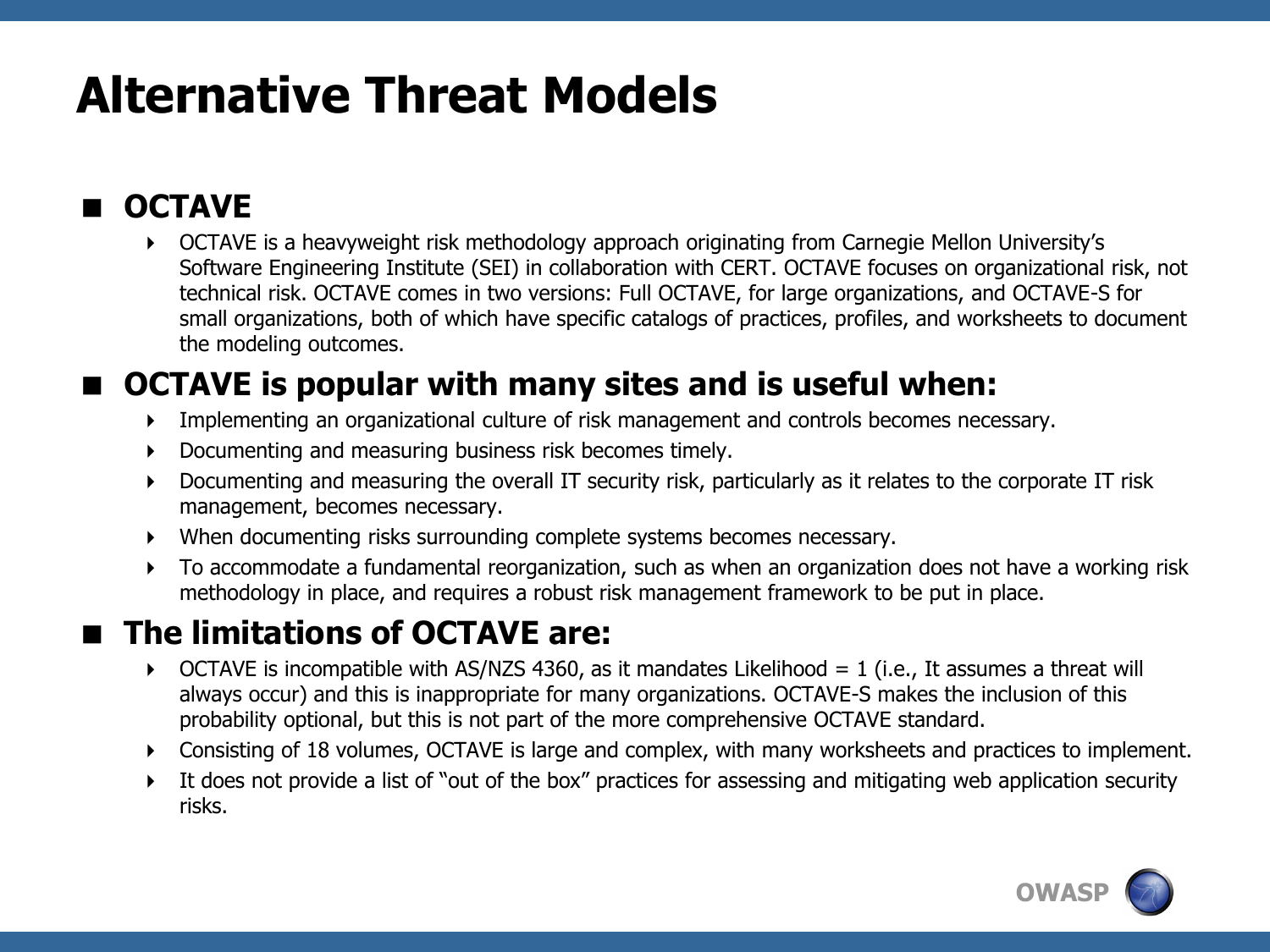# Alternative Threat Models

## OCTAVE

- OCTAVE is a heavyweight risk methodology approach originating from Carnegie Mellon University's Software Engineering Institute (SEI) in collaboration with CERT. OCTAVE focuses on organizational risk, not technical risk. OCTAVE comes in two versions: Full OCTAVE, for large organizations, and OCTAVE-S for small organizations, both of which have specific catalogs of practices, profiles, and worksheets to document the modeling outcomes.

## OCTAVE is popular with many sites and is useful when:

- Implementing an organizational culture of risk management and controls becomes necessary.
- Documenting and measuring business risk becomes timely.
- Documenting and measuring the overall IT security risk, particularly as it relates to the corporate IT risk management, becomes necessary.
- When documenting risks surrounding complete systems becomes necessary.
- To accommodate a fundamental reorganization, such as when an organization does not have a working risk methodology in place, and requires a robust risk management framework to be put in place.

## The limitations of OCTAVE are:

- OCTAVE is incompatible with AS/NZS 4360, as it mandates Likelihood = 1 (i.e., It assumes a threat will always occur) and this is inappropriate for many organizations. OCTAVE-S makes the inclusion of this probability optional, but this is not part of the more comprehensive OCTAVE standard.
- Consisting of 18 volumes, OCTAVE is large and complex, with many worksheets and practices to implement.
- It does not provide a list of "out of the box" practices for assessing and mitigating web application security risks.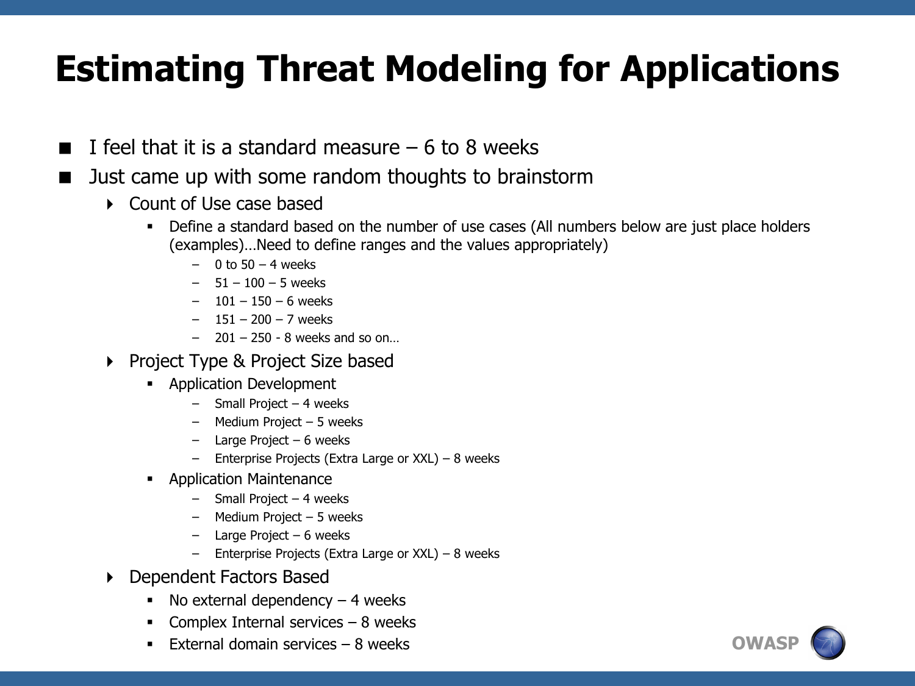# Estimating Threat Modeling for Applications

- I feel that it is a standard measure – 6 to 8 weeks
- Just came up with some random thoughts to brainstorm
  - Count of Use case based
    - Define a standard based on the number of use cases (All numbers below are just place holders (examples)…Need to define ranges and the values appropriately)
      - 0 to 50 – 4 weeks
      - 51 – 100 – 5 weeks
      - 101 – 150 – 6 weeks
      - 151 – 200 – 7 weeks
      - 201 – 250 - 8 weeks and so on…
  - Project Type & Project Size based
    - Application Development
      - Small Project – 4 weeks
      - Medium Project – 5 weeks
      - Large Project – 6 weeks
      - Enterprise Projects (Extra Large or XXL) – 8 weeks
    - Application Maintenance
      - Small Project – 4 weeks
      - Medium Project – 5 weeks
      - Large Project – 6 weeks
      - Enterprise Projects (Extra Large or XXL) – 8 weeks
  - Dependent Factors Based
    - No external dependency – 4 weeks
    - Complex Internal services – 8 weeks
    - External domain services – 8 weeks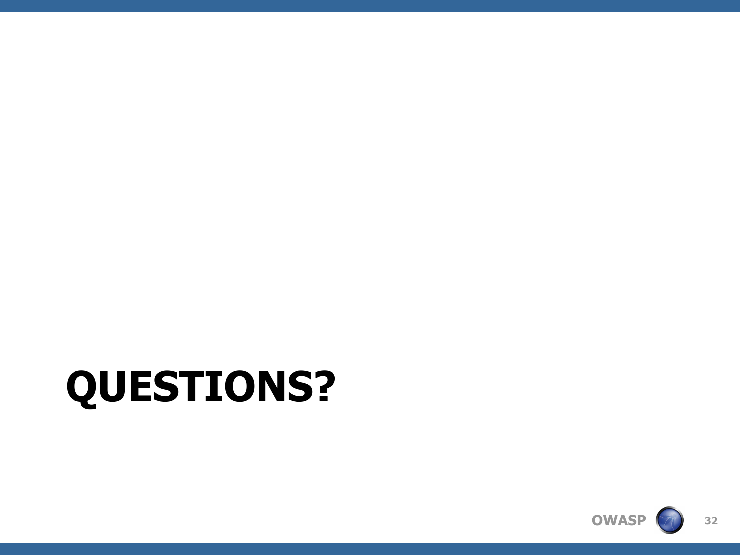# QUESTIONS?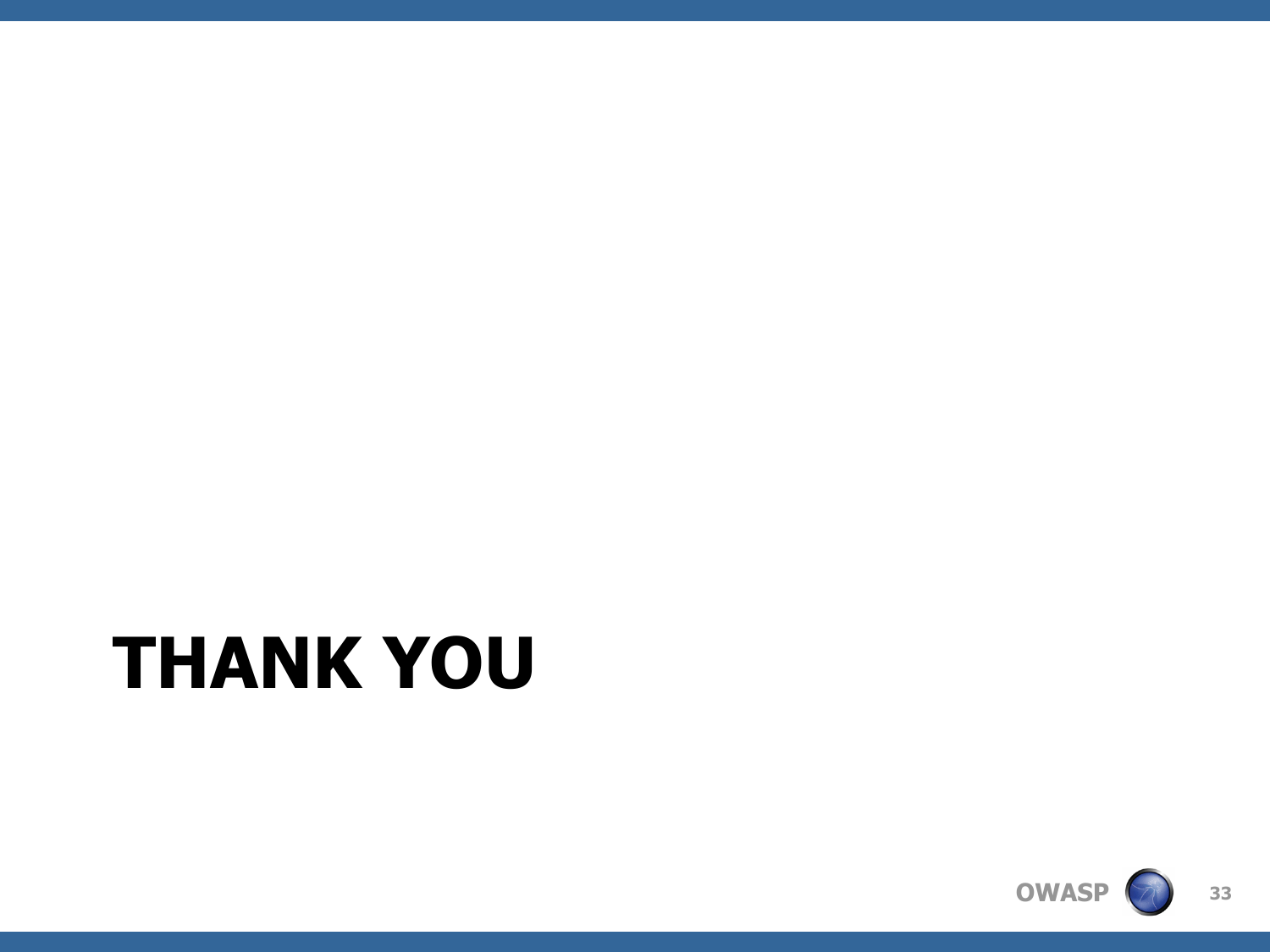# THANK YOU